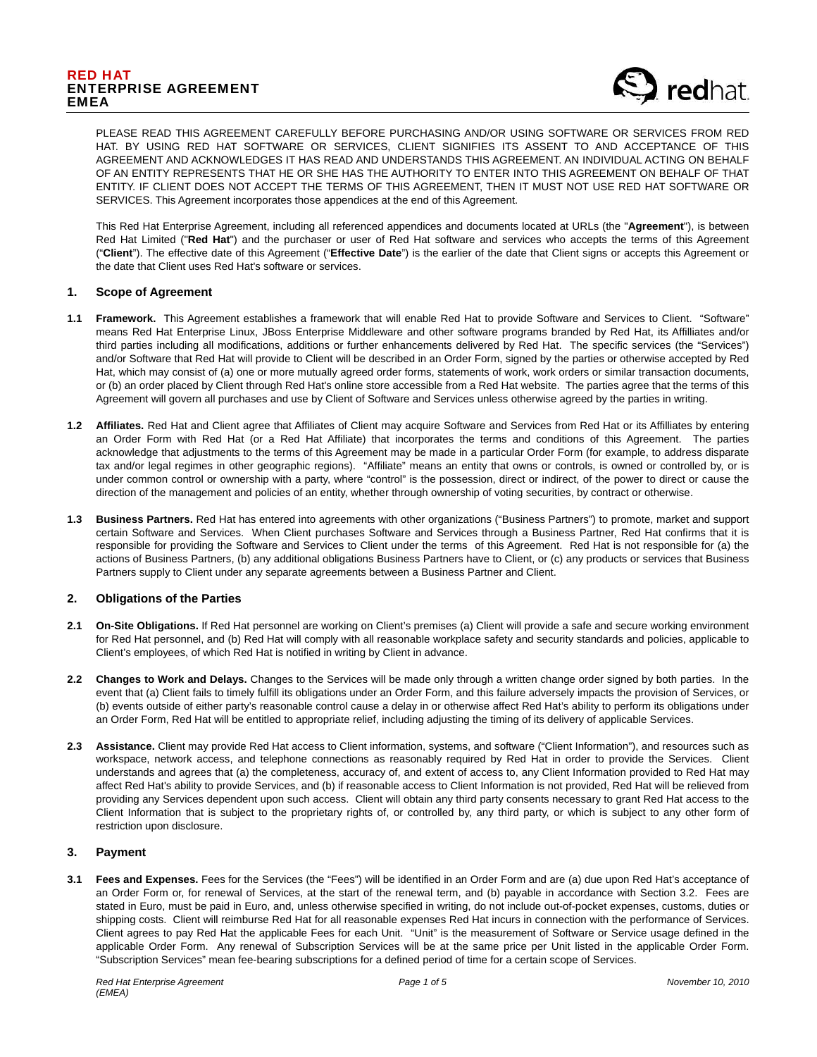# RED HAT ENTERPRISE AGREEMENT EMEA

PLEASE READ THIS AGREEMENT CAREFULLY BEFORE PURCHASING AND/OR USING SOFTWARE OR SERVICES FROM RED HAT. BY USING RED HAT SOFTWARE OR SERVICES, CLIENT SIGNIFIES ITS ASSENT TO AND ACCEPTANCE OF THIS AGREEMENT AND ACKNOWLEDGES IT HAS READ AND UNDERSTANDS THIS AGREEMENT. AN INDIVIDUAL ACTING ON BEHALF OF AN ENTITY REPRESENTS THAT HE OR SHE HAS THE AUTHORITY TO ENTER INTO THIS AGREEMENT ON BEHALF OF THAT ENTITY. IF CLIENT DOES NOT ACCEPT THE TERMS OF THIS AGREEMENT, THEN IT MUST NOT USE RED HAT SOFTWARE OR SERVICES. This Agreement incorporates those appendices at the end of this Agreement.

This Red Hat Enterprise Agreement, including all referenced appendices and documents located at URLs (the "**Agreement**"), is between Red Hat Limited ("**Red Hat**") and the purchaser or user of Red Hat software and services who accepts the terms of this Agreement ("**Client**"). The effective date of this Agreement ("**Effective Date**") is the earlier of the date that Client signs or accepts this Agreement or the date that Client uses Red Hat's software or services.

## 1. Scope of Agreement

**1.1 Framework.** This Agreement establishes a framework that will enable Red Hat to provide Software and Services to Client. "Software" means Red Hat Enterprise Linux, JBoss Enterprise Middleware and other software programs branded by Red Hat, its Affilliates and/or third parties including all modifications, additions or further enhancements delivered by Red Hat. The specific services (the "Services") and/or Software that Red Hat will provide to Client will be described in an Order Form, signed by the parties or otherwise accepted by Red Hat, which may consist of (a) one or more mutually agreed order forms, statements of work, work orders or similar transaction documents, or (b) an order placed by Client through Red Hat's online store accessible from a Red Hat website. The parties agree that the terms of this Agreement will govern all purchases and use by Client of Software and Services unless otherwise agreed by the parties in writing.

**1.2 Affiliates.** Red Hat and Client agree that Affiliates of Client may acquire Software and Services from Red Hat or its Affilliates by entering an Order Form with Red Hat (or a Red Hat Affiliate) that incorporates the terms and conditions of this Agreement. The parties acknowledge that adjustments to the terms of this Agreement may be made in a particular Order Form (for example, to address disparate tax and/or legal regimes in other geographic regions). "Affiliate" means an entity that owns or controls, is owned or controlled by, or is under common control or ownership with a party, where "control" is the possession, direct or indirect, of the power to direct or cause the direction of the management and policies of an entity, whether through ownership of voting securities, by contract or otherwise.

**1.3 Business Partners.** Red Hat has entered into agreements with other organizations ("Business Partners") to promote, market and support certain Software and Services. When Client purchases Software and Services through a Business Partner, Red Hat confirms that it is responsible for providing the Software and Services to Client under the terms of this Agreement. Red Hat is not responsible for (a) the actions of Business Partners, (b) any additional obligations Business Partners have to Client, or (c) any products or services that Business Partners supply to Client under any separate agreements between a Business Partner and Client.

## 2. Obligations of the Parties

**2.1 On-Site Obligations.** If Red Hat personnel are working on Client's premises (a) Client will provide a safe and secure working environment for Red Hat personnel, and (b) Red Hat will comply with all reasonable workplace safety and security standards and policies, applicable to Client's employees, of which Red Hat is notified in writing by Client in advance.

**2.2 Changes to Work and Delays.** Changes to the Services will be made only through a written change order signed by both parties. In the event that (a) Client fails to timely fulfill its obligations under an Order Form, and this failure adversely impacts the provision of Services, or (b) events outside of either party's reasonable control cause a delay in or otherwise affect Red Hat's ability to perform its obligations under an Order Form, Red Hat will be entitled to appropriate relief, including adjusting the timing of its delivery of applicable Services.

**2.3 Assistance.** Client may provide Red Hat access to Client information, systems, and software ("Client Information"), and resources such as workspace, network access, and telephone connections as reasonably required by Red Hat in order to provide the Services. Client understands and agrees that (a) the completeness, accuracy of, and extent of access to, any Client Information provided to Red Hat may affect Red Hat's ability to provide Services, and (b) if reasonable access to Client Information is not provided, Red Hat will be relieved from providing any Services dependent upon such access. Client will obtain any third party consents necessary to grant Red Hat access to the Client Information that is subject to the proprietary rights of, or controlled by, any third party, or which is subject to any other form of restriction upon disclosure.

## 3. Payment

**3.1 Fees and Expenses.** Fees for the Services (the "Fees") will be identified in an Order Form and are (a) due upon Red Hat's acceptance of an Order Form or, for renewal of Services, at the start of the renewal term, and (b) payable in accordance with Section 3.2. Fees are stated in Euro, must be paid in Euro, and, unless otherwise specified in writing, do not include out-of-pocket expenses, customs, duties or shipping costs. Client will reimburse Red Hat for all reasonable expenses Red Hat incurs in connection with the performance of Services. Client agrees to pay Red Hat the applicable Fees for each Unit. "Unit" is the measurement of Software or Service usage defined in the applicable Order Form. Any renewal of Subscription Services will be at the same price per Unit listed in the applicable Order Form. "Subscription Services" mean fee-bearing subscriptions for a defined period of time for a certain scope of Services.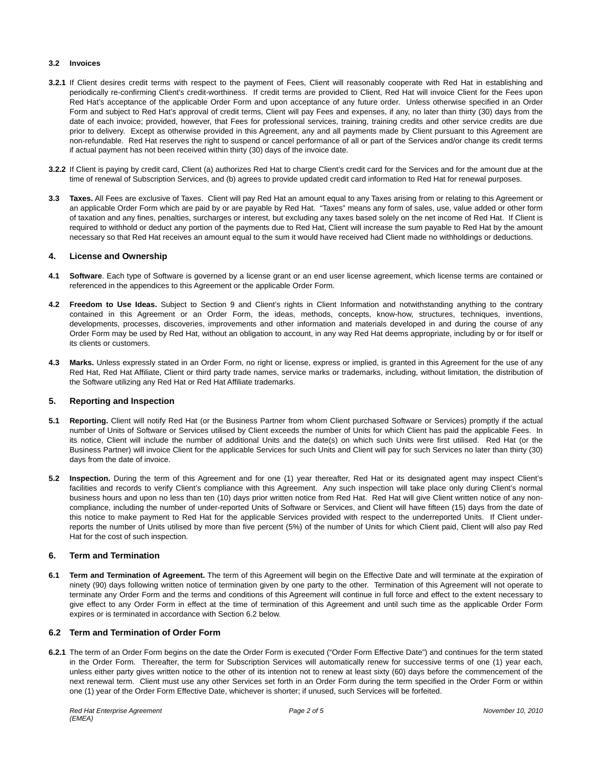### 3.2 Invoices

**3.2.1** If Client desires credit terms with respect to the payment of Fees, Client will reasonably cooperate with Red Hat in establishing and periodically re-confirming Client's credit-worthiness. If credit terms are provided to Client, Red Hat will invoice Client for the Fees upon Red Hat's acceptance of the applicable Order Form and upon acceptance of any future order. Unless otherwise specified in an Order Form and subject to Red Hat's approval of credit terms, Client will pay Fees and expenses, if any, no later than thirty (30) days from the date of each invoice; provided, however, that Fees for professional services, training, training credits and other service credits are due prior to delivery. Except as otherwise provided in this Agreement, any and all payments made by Client pursuant to this Agreement are non-refundable. Red Hat reserves the right to suspend or cancel performance of all or part of the Services and/or change its credit terms if actual payment has not been received within thirty (30) days of the invoice date.

**3.2.2** If Client is paying by credit card, Client (a) authorizes Red Hat to charge Client's credit card for the Services and for the amount due at the time of renewal of Subscription Services, and (b) agrees to provide updated credit card information to Red Hat for renewal purposes.

**3.3 Taxes.** All Fees are exclusive of Taxes. Client will pay Red Hat an amount equal to any Taxes arising from or relating to this Agreement or an applicable Order Form which are paid by or are payable by Red Hat. "Taxes" means any form of sales, use, value added or other form of taxation and any fines, penalties, surcharges or interest, but excluding any taxes based solely on the net income of Red Hat. If Client is required to withhold or deduct any portion of the payments due to Red Hat, Client will increase the sum payable to Red Hat by the amount necessary so that Red Hat receives an amount equal to the sum it would have received had Client made no withholdings or deductions.

## 4. License and Ownership

**4.1 Software**. Each type of Software is governed by a license grant or an end user license agreement, which license terms are contained or referenced in the appendices to this Agreement or the applicable Order Form.

**4.2 Freedom to Use Ideas.** Subject to Section 9 and Client's rights in Client Information and notwithstanding anything to the contrary contained in this Agreement or an Order Form, the ideas, methods, concepts, know-how, structures, techniques, inventions, developments, processes, discoveries, improvements and other information and materials developed in and during the course of any Order Form may be used by Red Hat, without an obligation to account, in any way Red Hat deems appropriate, including by or for itself or its clients or customers.

**4.3 Marks.** Unless expressly stated in an Order Form, no right or license, express or implied, is granted in this Agreement for the use of any Red Hat, Red Hat Affiliate, Client or third party trade names, service marks or trademarks, including, without limitation, the distribution of the Software utilizing any Red Hat or Red Hat Affiliate trademarks.

## 5. Reporting and Inspection

**5.1 Reporting.** Client will notify Red Hat (or the Business Partner from whom Client purchased Software or Services) promptly if the actual number of Units of Software or Services utilised by Client exceeds the number of Units for which Client has paid the applicable Fees. In its notice, Client will include the number of additional Units and the date(s) on which such Units were first utilised. Red Hat (or the Business Partner) will invoice Client for the applicable Services for such Units and Client will pay for such Services no later than thirty (30) days from the date of invoice.

**5.2 Inspection.** During the term of this Agreement and for one (1) year thereafter, Red Hat or its designated agent may inspect Client's facilities and records to verify Client's compliance with this Agreement. Any such inspection will take place only during Client's normal business hours and upon no less than ten (10) days prior written notice from Red Hat. Red Hat will give Client written notice of any non-compliance, including the number of under-reported Units of Software or Services, and Client will have fifteen (15) days from the date of this notice to make payment to Red Hat for the applicable Services provided with respect to the underreported Units. If Client under-reports the number of Units utilised by more than five percent (5%) of the number of Units for which Client paid, Client will also pay Red Hat for the cost of such inspection.

## 6. Term and Termination

**6.1 Term and Termination of Agreement.** The term of this Agreement will begin on the Effective Date and will terminate at the expiration of ninety (90) days following written notice of termination given by one party to the other. Termination of this Agreement will not operate to terminate any Order Form and the terms and conditions of this Agreement will continue in full force and effect to the extent necessary to give effect to any Order Form in effect at the time of termination of this Agreement and until such time as the applicable Order Form expires or is terminated in accordance with Section 6.2 below.

### 6.2 Term and Termination of Order Form

**6.2.1** The term of an Order Form begins on the date the Order Form is executed ("Order Form Effective Date") and continues for the term stated in the Order Form. Thereafter, the term for Subscription Services will automatically renew for successive terms of one (1) year each, unless either party gives written notice to the other of its intention not to renew at least sixty (60) days before the commencement of the next renewal term. Client must use any other Services set forth in an Order Form during the term specified in the Order Form or within one (1) year of the Order Form Effective Date, whichever is shorter; if unused, such Services will be forfeited.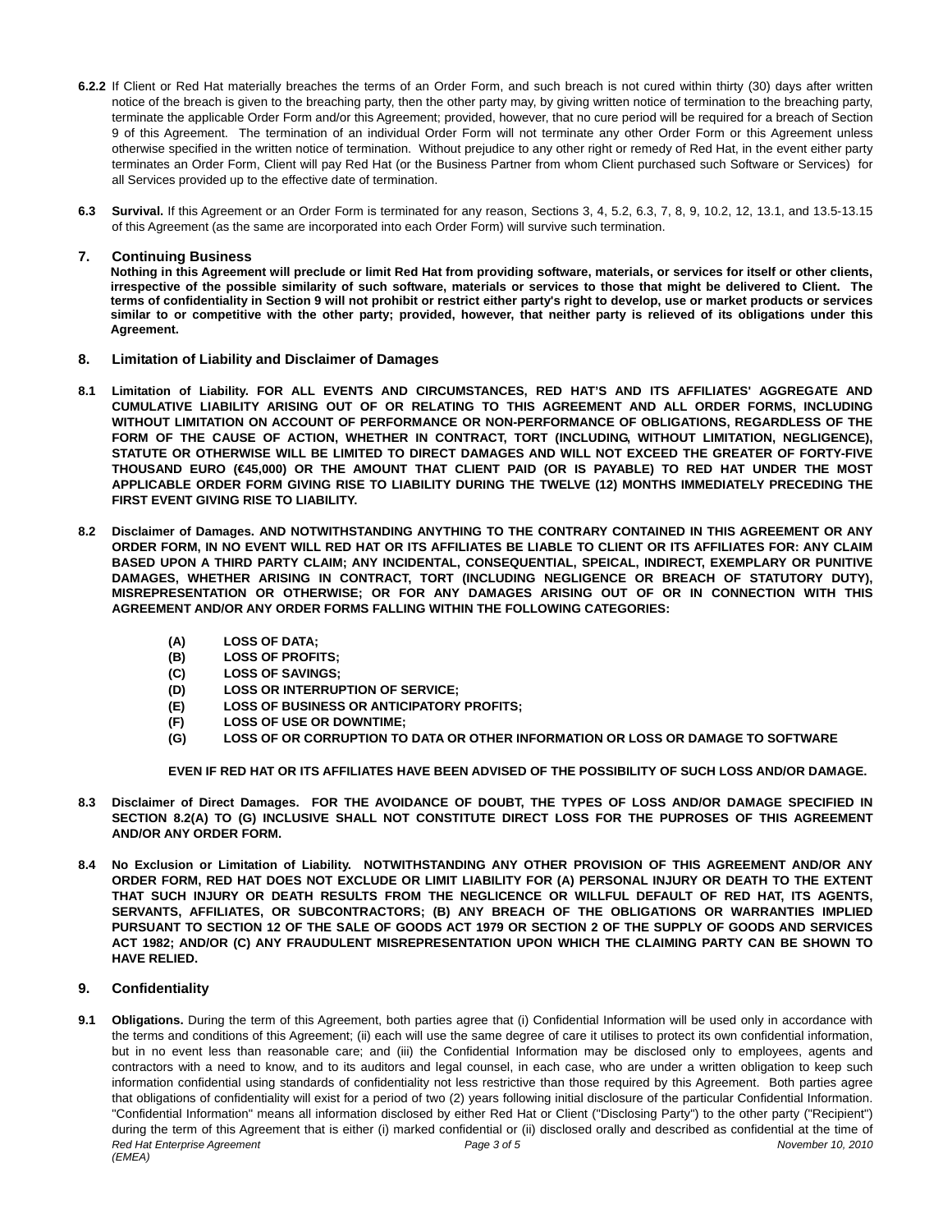**6.2.2** If Client or Red Hat materially breaches the terms of an Order Form, and such breach is not cured within thirty (30) days after written notice of the breach is given to the breaching party, then the other party may, by giving written notice of termination to the breaching party, terminate the applicable Order Form and/or this Agreement; provided, however, that no cure period will be required for a breach of Section 9 of this Agreement. The termination of an individual Order Form will not terminate any other Order Form or this Agreement unless otherwise specified in the written notice of termination. Without prejudice to any other right or remedy of Red Hat, in the event either party terminates an Order Form, Client will pay Red Hat (or the Business Partner from whom Client purchased such Software or Services) for all Services provided up to the effective date of termination.

**6.3 Survival.** If this Agreement or an Order Form is terminated for any reason, Sections 3, 4, 5.2, 6.3, 7, 8, 9, 10.2, 12, 13.1, and 13.5-13.15 of this Agreement (as the same are incorporated into each Order Form) will survive such termination.

## 7. Continuing Business

**Nothing in this Agreement will preclude or limit Red Hat from providing software, materials, or services for itself or other clients, irrespective of the possible similarity of such software, materials or services to those that might be delivered to Client. The terms of confidentiality in Section 9 will not prohibit or restrict either party's right to develop, use or market products or services similar to or competitive with the other party; provided, however, that neither party is relieved of its obligations under this Agreement.**

## 8. Limitation of Liability and Disclaimer of Damages

**8.1 Limitation of Liability. FOR ALL EVENTS AND CIRCUMSTANCES, RED HAT'S AND ITS AFFILIATES' AGGREGATE AND CUMULATIVE LIABILITY ARISING OUT OF OR RELATING TO THIS AGREEMENT AND ALL ORDER FORMS, INCLUDING WITHOUT LIMITATION ON ACCOUNT OF PERFORMANCE OR NON-PERFORMANCE OF OBLIGATIONS, REGARDLESS OF THE FORM OF THE CAUSE OF ACTION, WHETHER IN CONTRACT, TORT (INCLUDING, WITHOUT LIMITATION, NEGLIGENCE), STATUTE OR OTHERWISE WILL BE LIMITED TO DIRECT DAMAGES AND WILL NOT EXCEED THE GREATER OF FORTY-FIVE THOUSAND EURO (€45,000) OR THE AMOUNT THAT CLIENT PAID (OR IS PAYABLE) TO RED HAT UNDER THE MOST APPLICABLE ORDER FORM GIVING RISE TO LIABILITY DURING THE TWELVE (12) MONTHS IMMEDIATELY PRECEDING THE FIRST EVENT GIVING RISE TO LIABILITY.**

**8.2 Disclaimer of Damages. AND NOTWITHSTANDING ANYTHING TO THE CONTRARY CONTAINED IN THIS AGREEMENT OR ANY ORDER FORM, IN NO EVENT WILL RED HAT OR ITS AFFILIATES BE LIABLE TO CLIENT OR ITS AFFILIATES FOR: ANY CLAIM BASED UPON A THIRD PARTY CLAIM; ANY INCIDENTAL, CONSEQUENTIAL, SPEICAL, INDIRECT, EXEMPLARY OR PUNITIVE DAMAGES, WHETHER ARISING IN CONTRACT, TORT (INCLUDING NEGLIGENCE OR BREACH OF STATUTORY DUTY), MISREPRESENTATION OR OTHERWISE; OR FOR ANY DAMAGES ARISING OUT OF OR IN CONNECTION WITH THIS AGREEMENT AND/OR ANY ORDER FORMS FALLING WITHIN THE FOLLOWING CATEGORIES:**

**(A) LOSS OF DATA;**
**(B) LOSS OF PROFITS;**
**(C) LOSS OF SAVINGS;**
**(D) LOSS OR INTERRUPTION OF SERVICE;**
**(E) LOSS OF BUSINESS OR ANTICIPATORY PROFITS;**
**(F) LOSS OF USE OR DOWNTIME;**
**(G) LOSS OF OR CORRUPTION TO DATA OR OTHER INFORMATION OR LOSS OR DAMAGE TO SOFTWARE**

**EVEN IF RED HAT OR ITS AFFILIATES HAVE BEEN ADVISED OF THE POSSIBILITY OF SUCH LOSS AND/OR DAMAGE.**

**8.3 Disclaimer of Direct Damages. FOR THE AVOIDANCE OF DOUBT, THE TYPES OF LOSS AND/OR DAMAGE SPECIFIED IN SECTION 8.2(A) TO (G) INCLUSIVE SHALL NOT CONSTITUTE DIRECT LOSS FOR THE PUPROSES OF THIS AGREEMENT AND/OR ANY ORDER FORM.**

**8.4 No Exclusion or Limitation of Liability. NOTWITHSTANDING ANY OTHER PROVISION OF THIS AGREEMENT AND/OR ANY ORDER FORM, RED HAT DOES NOT EXCLUDE OR LIMIT LIABILITY FOR (A) PERSONAL INJURY OR DEATH TO THE EXTENT THAT SUCH INJURY OR DEATH RESULTS FROM THE NEGLICENCE OR WILLFUL DEFAULT OF RED HAT, ITS AGENTS, SERVANTS, AFFILIATES, OR SUBCONTRACTORS; (B) ANY BREACH OF THE OBLIGATIONS OR WARRANTIES IMPLIED PURSUANT TO SECTION 12 OF THE SALE OF GOODS ACT 1979 OR SECTION 2 OF THE SUPPLY OF GOODS AND SERVICES ACT 1982; AND/OR (C) ANY FRAUDULENT MISREPRESENTATION UPON WHICH THE CLAIMING PARTY CAN BE SHOWN TO HAVE RELIED.**

## 9. Confidentiality

**9.1 Obligations.** During the term of this Agreement, both parties agree that (i) Confidential Information will be used only in accordance with the terms and conditions of this Agreement; (ii) each will use the same degree of care it utilises to protect its own confidential information, but in no event less than reasonable care; and (iii) the Confidential Information may be disclosed only to employees, agents and contractors with a need to know, and to its auditors and legal counsel, in each case, who are under a written obligation to keep such information confidential using standards of confidentiality not less restrictive than those required by this Agreement. Both parties agree that obligations of confidentiality will exist for a period of two (2) years following initial disclosure of the particular Confidential Information. "Confidential Information" means all information disclosed by either Red Hat or Client ("Disclosing Party") to the other party ("Recipient") during the term of this Agreement that is either (i) marked confidential or (ii) disclosed orally and described as confidential at the time of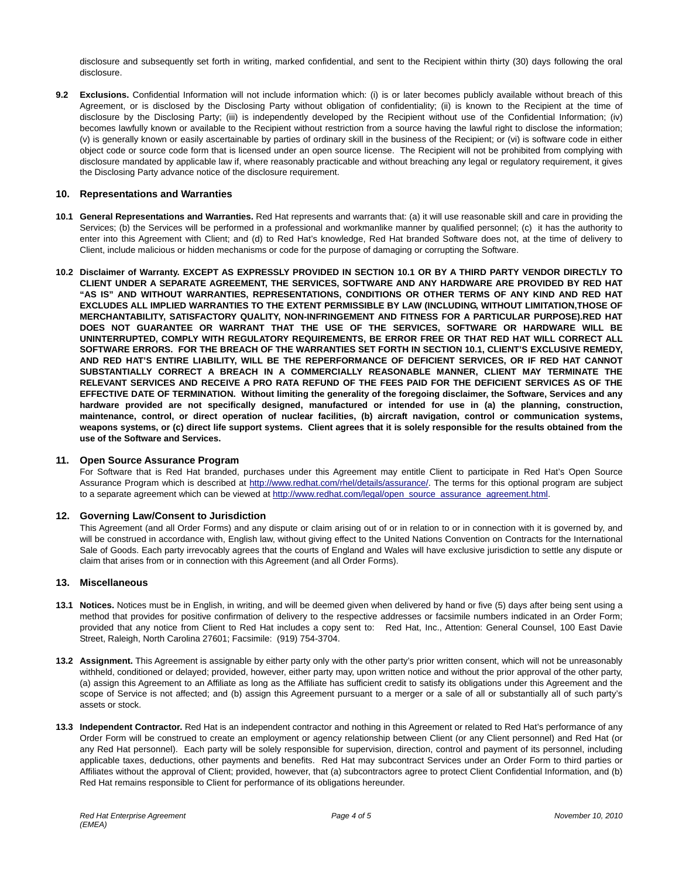disclosure and subsequently set forth in writing, marked confidential, and sent to the Recipient within thirty (30) days following the oral disclosure.

**9.2 Exclusions.** Confidential Information will not include information which: (i) is or later becomes publicly available without breach of this Agreement, or is disclosed by the Disclosing Party without obligation of confidentiality; (ii) is known to the Recipient at the time of disclosure by the Disclosing Party; (iii) is independently developed by the Recipient without use of the Confidential Information; (iv) becomes lawfully known or available to the Recipient without restriction from a source having the lawful right to disclose the information; (v) is generally known or easily ascertainable by parties of ordinary skill in the business of the Recipient; or (vi) is software code in either object code or source code form that is licensed under an open source license. The Recipient will not be prohibited from complying with disclosure mandated by applicable law if, where reasonably practicable and without breaching any legal or regulatory requirement, it gives the Disclosing Party advance notice of the disclosure requirement.

## 10. Representations and Warranties

**10.1 General Representations and Warranties.** Red Hat represents and warrants that: (a) it will use reasonable skill and care in providing the Services; (b) the Services will be performed in a professional and workmanlike manner by qualified personnel; (c) it has the authority to enter into this Agreement with Client; and (d) to Red Hat's knowledge, Red Hat branded Software does not, at the time of delivery to Client, include malicious or hidden mechanisms or code for the purpose of damaging or corrupting the Software.

**10.2 Disclaimer of Warranty. EXCEPT AS EXPRESSLY PROVIDED IN SECTION 10.1 OR BY A THIRD PARTY VENDOR DIRECTLY TO CLIENT UNDER A SEPARATE AGREEMENT, THE SERVICES, SOFTWARE AND ANY HARDWARE ARE PROVIDED BY RED HAT "AS IS" AND WITHOUT WARRANTIES, REPRESENTATIONS, CONDITIONS OR OTHER TERMS OF ANY KIND AND RED HAT EXCLUDES ALL IMPLIED WARRANTIES TO THE EXTENT PERMISSIBLE BY LAW (INCLUDING, WITHOUT LIMITATION,THOSE OF MERCHANTABILITY, SATISFACTORY QUALITY, NON-INFRINGEMENT AND FITNESS FOR A PARTICULAR PURPOSE).RED HAT DOES NOT GUARANTEE OR WARRANT THAT THE USE OF THE SERVICES, SOFTWARE OR HARDWARE WILL BE UNINTERRUPTED, COMPLY WITH REGULATORY REQUIREMENTS, BE ERROR FREE OR THAT RED HAT WILL CORRECT ALL SOFTWARE ERRORS. FOR THE BREACH OF THE WARRANTIES SET FORTH IN SECTION 10.1, CLIENT'S EXCLUSIVE REMEDY, AND RED HAT'S ENTIRE LIABILITY, WILL BE THE REPERFORMANCE OF DEFICIENT SERVICES, OR IF RED HAT CANNOT SUBSTANTIALLY CORRECT A BREACH IN A COMMERCIALLY REASONABLE MANNER, CLIENT MAY TERMINATE THE RELEVANT SERVICES AND RECEIVE A PRO RATA REFUND OF THE FEES PAID FOR THE DEFICIENT SERVICES AS OF THE EFFECTIVE DATE OF TERMINATION. Without limiting the generality of the foregoing disclaimer, the Software, Services and any hardware provided are not specifically designed, manufactured or intended for use in (a) the planning, construction, maintenance, control, or direct operation of nuclear facilities, (b) aircraft navigation, control or communication systems, weapons systems, or (c) direct life support systems. Client agrees that it is solely responsible for the results obtained from the use of the Software and Services.**

## 11. Open Source Assurance Program

For Software that is Red Hat branded, purchases under this Agreement may entitle Client to participate in Red Hat's Open Source Assurance Program which is described at http://www.redhat.com/rhel/details/assurance/. The terms for this optional program are subject to a separate agreement which can be viewed at http://www.redhat.com/legal/open_source_assurance_agreement.html.

## 12. Governing Law/Consent to Jurisdiction

This Agreement (and all Order Forms) and any dispute or claim arising out of or in relation to or in connection with it is governed by, and will be construed in accordance with, English law, without giving effect to the United Nations Convention on Contracts for the International Sale of Goods. Each party irrevocably agrees that the courts of England and Wales will have exclusive jurisdiction to settle any dispute or claim that arises from or in connection with this Agreement (and all Order Forms).

## 13. Miscellaneous

**13.1 Notices.** Notices must be in English, in writing, and will be deemed given when delivered by hand or five (5) days after being sent using a method that provides for positive confirmation of delivery to the respective addresses or facsimile numbers indicated in an Order Form; provided that any notice from Client to Red Hat includes a copy sent to: Red Hat, Inc., Attention: General Counsel, 100 East Davie Street, Raleigh, North Carolina 27601; Facsimile: (919) 754-3704.

**13.2 Assignment.** This Agreement is assignable by either party only with the other party's prior written consent, which will not be unreasonably withheld, conditioned or delayed; provided, however, either party may, upon written notice and without the prior approval of the other party, (a) assign this Agreement to an Affiliate as long as the Affiliate has sufficient credit to satisfy its obligations under this Agreement and the scope of Service is not affected; and (b) assign this Agreement pursuant to a merger or a sale of all or substantially all of such party's assets or stock.

**13.3 Independent Contractor.** Red Hat is an independent contractor and nothing in this Agreement or related to Red Hat's performance of any Order Form will be construed to create an employment or agency relationship between Client (or any Client personnel) and Red Hat (or any Red Hat personnel). Each party will be solely responsible for supervision, direction, control and payment of its personnel, including applicable taxes, deductions, other payments and benefits. Red Hat may subcontract Services under an Order Form to third parties or Affiliates without the approval of Client; provided, however, that (a) subcontractors agree to protect Client Confidential Information, and (b) Red Hat remains responsible to Client for performance of its obligations hereunder.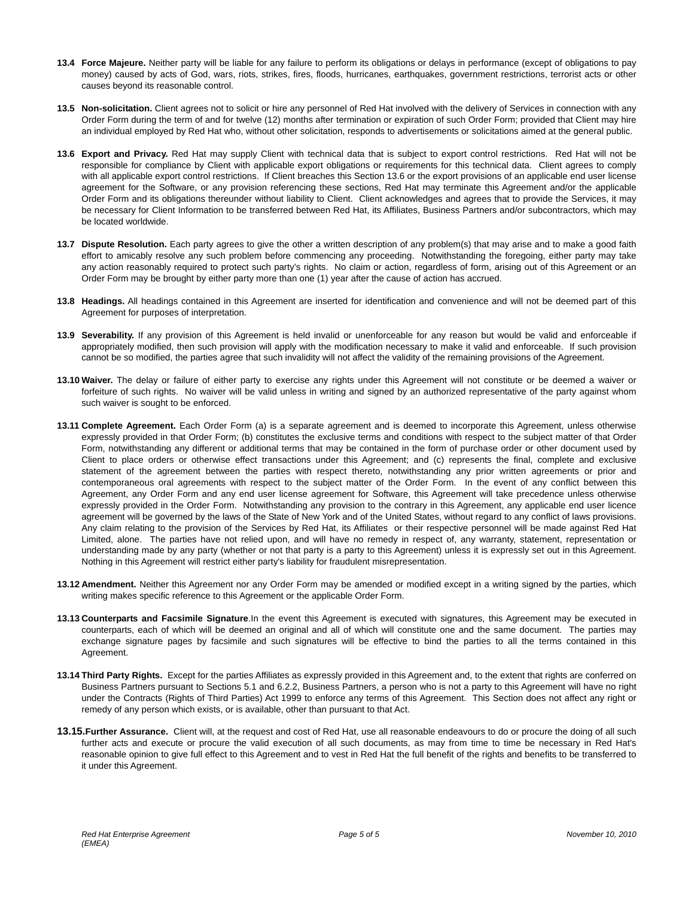**13.4 Force Majeure.** Neither party will be liable for any failure to perform its obligations or delays in performance (except of obligations to pay money) caused by acts of God, wars, riots, strikes, fires, floods, hurricanes, earthquakes, government restrictions, terrorist acts or other causes beyond its reasonable control.

**13.5 Non-solicitation.** Client agrees not to solicit or hire any personnel of Red Hat involved with the delivery of Services in connection with any Order Form during the term of and for twelve (12) months after termination or expiration of such Order Form; provided that Client may hire an individual employed by Red Hat who, without other solicitation, responds to advertisements or solicitations aimed at the general public.

**13.6 Export and Privacy.** Red Hat may supply Client with technical data that is subject to export control restrictions. Red Hat will not be responsible for compliance by Client with applicable export obligations or requirements for this technical data. Client agrees to comply with all applicable export control restrictions. If Client breaches this Section 13.6 or the export provisions of an applicable end user license agreement for the Software, or any provision referencing these sections, Red Hat may terminate this Agreement and/or the applicable Order Form and its obligations thereunder without liability to Client. Client acknowledges and agrees that to provide the Services, it may be necessary for Client Information to be transferred between Red Hat, its Affiliates, Business Partners and/or subcontractors, which may be located worldwide.

**13.7 Dispute Resolution.** Each party agrees to give the other a written description of any problem(s) that may arise and to make a good faith effort to amicably resolve any such problem before commencing any proceeding. Notwithstanding the foregoing, either party may take any action reasonably required to protect such party's rights. No claim or action, regardless of form, arising out of this Agreement or an Order Form may be brought by either party more than one (1) year after the cause of action has accrued.

**13.8 Headings.** All headings contained in this Agreement are inserted for identification and convenience and will not be deemed part of this Agreement for purposes of interpretation.

**13.9 Severability.** If any provision of this Agreement is held invalid or unenforceable for any reason but would be valid and enforceable if appropriately modified, then such provision will apply with the modification necessary to make it valid and enforceable. If such provision cannot be so modified, the parties agree that such invalidity will not affect the validity of the remaining provisions of the Agreement.

**13.10 Waiver.** The delay or failure of either party to exercise any rights under this Agreement will not constitute or be deemed a waiver or forfeiture of such rights. No waiver will be valid unless in writing and signed by an authorized representative of the party against whom such waiver is sought to be enforced.

**13.11 Complete Agreement.** Each Order Form (a) is a separate agreement and is deemed to incorporate this Agreement, unless otherwise expressly provided in that Order Form; (b) constitutes the exclusive terms and conditions with respect to the subject matter of that Order Form, notwithstanding any different or additional terms that may be contained in the form of purchase order or other document used by Client to place orders or otherwise effect transactions under this Agreement; and (c) represents the final, complete and exclusive statement of the agreement between the parties with respect thereto, notwithstanding any prior written agreements or prior and contemporaneous oral agreements with respect to the subject matter of the Order Form. In the event of any conflict between this Agreement, any Order Form and any end user license agreement for Software, this Agreement will take precedence unless otherwise expressly provided in the Order Form. Notwithstanding any provision to the contrary in this Agreement, any applicable end user licence agreement will be governed by the laws of the State of New York and of the United States, without regard to any conflict of laws provisions. Any claim relating to the provision of the Services by Red Hat, its Affiliates or their respective personnel will be made against Red Hat Limited, alone. The parties have not relied upon, and will have no remedy in respect of, any warranty, statement, representation or understanding made by any party (whether or not that party is a party to this Agreement) unless it is expressly set out in this Agreement. Nothing in this Agreement will restrict either party's liability for fraudulent misrepresentation.

**13.12 Amendment.** Neither this Agreement nor any Order Form may be amended or modified except in a writing signed by the parties, which writing makes specific reference to this Agreement or the applicable Order Form.

**13.13 Counterparts and Facsimile Signature**.In the event this Agreement is executed with signatures, this Agreement may be executed in counterparts, each of which will be deemed an original and all of which will constitute one and the same document. The parties may exchange signature pages by facsimile and such signatures will be effective to bind the parties to all the terms contained in this Agreement.

**13.14 Third Party Rights.** Except for the parties Affiliates as expressly provided in this Agreement and, to the extent that rights are conferred on Business Partners pursuant to Sections 5.1 and 6.2.2, Business Partners, a person who is not a party to this Agreement will have no right under the Contracts (Rights of Third Parties) Act 1999 to enforce any terms of this Agreement. This Section does not affect any right or remedy of any person which exists, or is available, other than pursuant to that Act.

**13.15.Further Assurance.** Client will, at the request and cost of Red Hat, use all reasonable endeavours to do or procure the doing of all such further acts and execute or procure the valid execution of all such documents, as may from time to time be necessary in Red Hat's reasonable opinion to give full effect to this Agreement and to vest in Red Hat the full benefit of the rights and benefits to be transferred to it under this Agreement.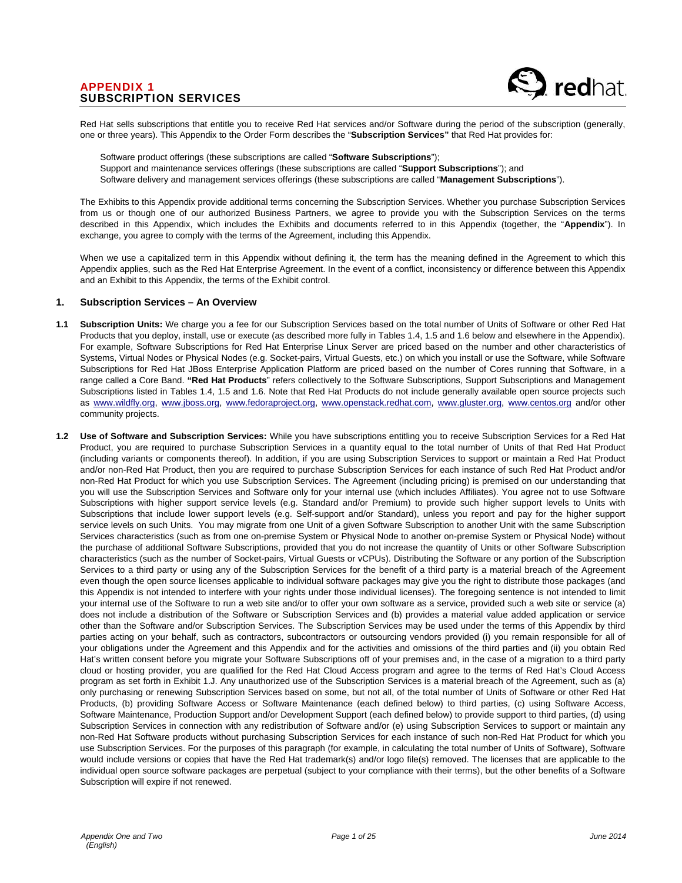# APPENDIX 1
## SUBSCRIPTION SERVICES

Red Hat sells subscriptions that entitle you to receive Red Hat services and/or Software during the period of the subscription (generally, one or three years). This Appendix to the Order Form describes the "**Subscription Services"** that Red Hat provides for:

Software product offerings (these subscriptions are called "**Software Subscriptions**");
Support and maintenance services offerings (these subscriptions are called "**Support Subscriptions**"); and
Software delivery and management services offerings (these subscriptions are called "**Management Subscriptions**").

The Exhibits to this Appendix provide additional terms concerning the Subscription Services. Whether you purchase Subscription Services from us or though one of our authorized Business Partners, we agree to provide you with the Subscription Services on the terms described in this Appendix, which includes the Exhibits and documents referred to in this Appendix (together, the "**Appendix**"). In exchange, you agree to comply with the terms of the Agreement, including this Appendix.

When we use a capitalized term in this Appendix without defining it, the term has the meaning defined in the Agreement to which this Appendix applies, such as the Red Hat Enterprise Agreement. In the event of a conflict, inconsistency or difference between this Appendix and an Exhibit to this Appendix, the terms of the Exhibit control.

### 1. Subscription Services – An Overview

**1.1 Subscription Units:** We charge you a fee for our Subscription Services based on the total number of Units of Software or other Red Hat Products that you deploy, install, use or execute (as described more fully in Tables 1.4, 1.5 and 1.6 below and elsewhere in the Appendix). For example, Software Subscriptions for Red Hat Enterprise Linux Server are priced based on the number and other characteristics of Systems, Virtual Nodes or Physical Nodes (e.g. Socket-pairs, Virtual Guests, etc.) on which you install or use the Software, while Software Subscriptions for Red Hat JBoss Enterprise Application Platform are priced based on the number of Cores running that Software, in a range called a Core Band. **"Red Hat Products**" refers collectively to the Software Subscriptions, Support Subscriptions and Management Subscriptions listed in Tables 1.4, 1.5 and 1.6. Note that Red Hat Products do not include generally available open source projects such as www.wildfly.org, www.jboss.org, www.fedoraproject.org, www.openstack.redhat.com, www.gluster.org, www.centos.org and/or other community projects.

**1.2 Use of Software and Subscription Services:** While you have subscriptions entitling you to receive Subscription Services for a Red Hat Product, you are required to purchase Subscription Services in a quantity equal to the total number of Units of that Red Hat Product (including variants or components thereof). In addition, if you are using Subscription Services to support or maintain a Red Hat Product and/or non-Red Hat Product, then you are required to purchase Subscription Services for each instance of such Red Hat Product and/or non-Red Hat Product for which you use Subscription Services. The Agreement (including pricing) is premised on our understanding that you will use the Subscription Services and Software only for your internal use (which includes Affiliates). You agree not to use Software Subscriptions with higher support service levels (e.g. Standard and/or Premium) to provide such higher support levels to Units with Subscriptions that include lower support levels (e.g. Self-support and/or Standard), unless you report and pay for the higher support service levels on such Units. You may migrate from one Unit of a given Software Subscription to another Unit with the same Subscription Services characteristics (such as from one on-premise System or Physical Node to another on-premise System or Physical Node) without the purchase of additional Software Subscriptions, provided that you do not increase the quantity of Units or other Software Subscription characteristics (such as the number of Socket-pairs, Virtual Guests or vCPUs). Distributing the Software or any portion of the Subscription Services to a third party or using any of the Subscription Services for the benefit of a third party is a material breach of the Agreement even though the open source licenses applicable to individual software packages may give you the right to distribute those packages (and this Appendix is not intended to interfere with your rights under those individual licenses). The foregoing sentence is not intended to limit your internal use of the Software to run a web site and/or to offer your own software as a service, provided such a web site or service (a) does not include a distribution of the Software or Subscription Services and (b) provides a material value added application or service other than the Software and/or Subscription Services. The Subscription Services may be used under the terms of this Appendix by third parties acting on your behalf, such as contractors, subcontractors or outsourcing vendors provided (i) you remain responsible for all of your obligations under the Agreement and this Appendix and for the activities and omissions of the third parties and (ii) you obtain Red Hat's written consent before you migrate your Software Subscriptions off of your premises and, in the case of a migration to a third party cloud or hosting provider, you are qualified for the Red Hat Cloud Access program and agree to the terms of Red Hat's Cloud Access program as set forth in Exhibit 1.J. Any unauthorized use of the Subscription Services is a material breach of the Agreement, such as (a) only purchasing or renewing Subscription Services based on some, but not all, of the total number of Units of Software or other Red Hat Products, (b) providing Software Access or Software Maintenance (each defined below) to third parties, (c) using Software Access, Software Maintenance, Production Support and/or Development Support (each defined below) to provide support to third parties, (d) using Subscription Services in connection with any redistribution of Software and/or (e) using Subscription Services to support or maintain any non-Red Hat Software products without purchasing Subscription Services for each instance of such non-Red Hat Product for which you use Subscription Services. For the purposes of this paragraph (for example, in calculating the total number of Units of Software), Software would include versions or copies that have the Red Hat trademark(s) and/or logo file(s) removed. The licenses that are applicable to the individual open source software packages are perpetual (subject to your compliance with their terms), but the other benefits of a Software Subscription will expire if not renewed.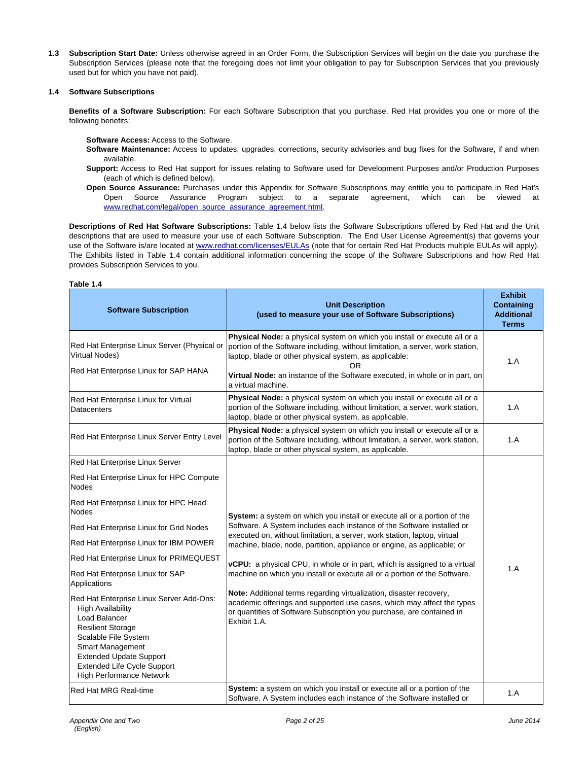**1.3 Subscription Start Date:** Unless otherwise agreed in an Order Form, the Subscription Services will begin on the date you purchase the Subscription Services (please note that the foregoing does not limit your obligation to pay for Subscription Services that you previously used but for which you have not paid).

**1.4 Software Subscriptions**

**Benefits of a Software Subscription:** For each Software Subscription that you purchase, Red Hat provides you one or more of the following benefits:

**Software Access:** Access to the Software.
**Software Maintenance:** Access to updates, upgrades, corrections, security advisories and bug fixes for the Software, if and when available.
**Support:** Access to Red Hat support for issues relating to Software used for Development Purposes and/or Production Purposes (each of which is defined below).
**Open Source Assurance:** Purchases under this Appendix for Software Subscriptions may entitle you to participate in Red Hat's Open Source Assurance Program subject to a separate agreement, which can be viewed at www.redhat.com/legal/open_source_assurance_agreement.html.

**Descriptions of Red Hat Software Subscriptions:** Table 1.4 below lists the Software Subscriptions offered by Red Hat and the Unit descriptions that are used to measure your use of each Software Subscription. The End User License Agreement(s) that governs your use of the Software is/are located at www.redhat.com/licenses/EULAs (note that for certain Red Hat Products multiple EULAs will apply). The Exhibits listed in Table 1.4 contain additional information concerning the scope of the Software Subscriptions and how Red Hat provides Subscription Services to you.

**Table 1.4**

| Software Subscription | Unit Description (used to measure your use of Software Subscriptions) | Exhibit Containing Additional Terms |
|---|---|---|
| Red Hat Enterprise Linux Server (Physical or Virtual Nodes)<br><br>Red Hat Enterprise Linux for SAP HANA | **Physical Node:** a physical system on which you install or execute all or a portion of the Software including, without limitation, a server, work station, laptop, blade or other physical system, as applicable:<br>OR<br>**Virtual Node:** an instance of the Software executed, in whole or in part, on a virtual machine. | 1.A |
| Red Hat Enterprise Linux for Virtual Datacenters | **Physical Node:** a physical system on which you install or execute all or a portion of the Software including, without limitation, a server, work station, laptop, blade or other physical system, as applicable. | 1.A |
| Red Hat Enterprise Linux Server Entry Level | **Physical Node:** a physical system on which you install or execute all or a portion of the Software including, without limitation, a server, work station, laptop, blade or other physical system, as applicable. | 1.A |
| Red Hat Enterprise Linux Server<br><br>Red Hat Enterprise Linux for HPC Compute Nodes<br><br>Red Hat Enterprise Linux for HPC Head Nodes<br><br>Red Hat Enterprise Linux for Grid Nodes<br><br>Red Hat Enterprise Linux for IBM POWER<br><br>Red Hat Enterprise Linux for PRIMEQUEST<br><br>Red Hat Enterprise Linux for SAP Applications<br><br>Red Hat Enterprise Linux Server Add-Ons:<br>High Availability<br>Load Balancer<br>Resilient Storage<br>Scalable File System<br>Smart Management<br>Extended Update Support<br>Extended Life Cycle Support<br>High Performance Network | **System:** a system on which you install or execute all or a portion of the Software. A System includes each instance of the Software installed or executed on, without limitation, a server, work station, laptop, virtual machine, blade, node, partition, appliance or engine, as applicable; or<br><br>**vCPU:** a physical CPU, in whole or in part, which is assigned to a virtual machine on which you install or execute all or a portion of the Software.<br><br>**Note:** Additional terms regarding virtualization, disaster recovery, academic offerings and supported use cases, which may affect the types or quantities of Software Subscription you purchase, are contained in Exhibit 1.A. | 1.A |
| Red Hat MRG Real-time | **System:** a system on which you install or execute all or a portion of the Software. A System includes each instance of the Software installed or | 1.A |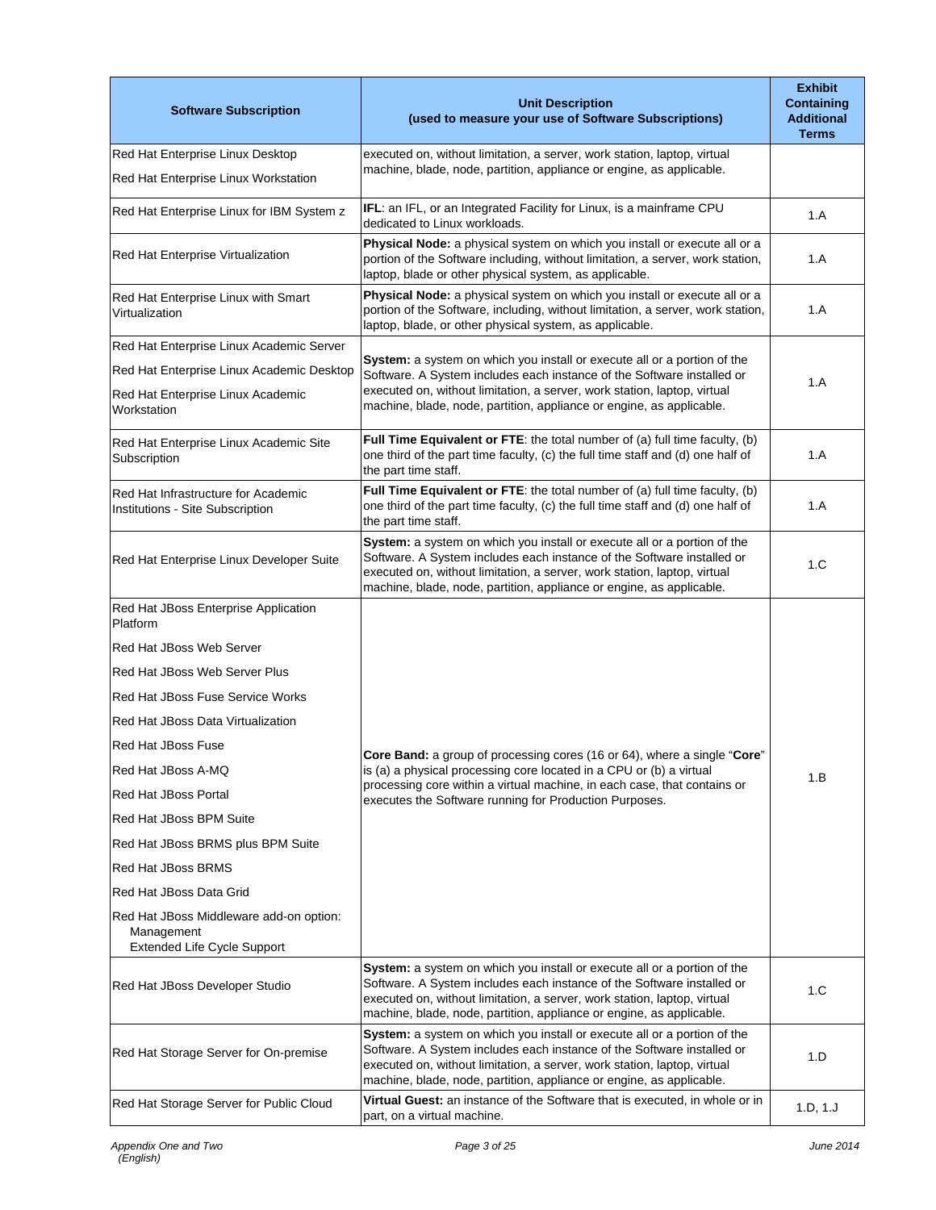| Software Subscription | Unit Description (used to measure your use of Software Subscriptions) | Exhibit Containing Additional Terms |
|---|---|---|
| Red Hat Enterprise Linux Desktop<br>Red Hat Enterprise Linux Workstation | executed on, without limitation, a server, work station, laptop, virtual machine, blade, node, partition, appliance or engine, as applicable. | |
| Red Hat Enterprise Linux for IBM System z | **IFL**: an IFL, or an Integrated Facility for Linux, is a mainframe CPU dedicated to Linux workloads. | 1.A |
| Red Hat Enterprise Virtualization | **Physical Node:** a physical system on which you install or execute all or a portion of the Software including, without limitation, a server, work station, laptop, blade or other physical system, as applicable. | 1.A |
| Red Hat Enterprise Linux with Smart Virtualization | **Physical Node:** a physical system on which you install or execute all or a portion of the Software, including, without limitation, a server, work station, laptop, blade, or other physical system, as applicable. | 1.A |
| Red Hat Enterprise Linux Academic Server<br>Red Hat Enterprise Linux Academic Desktop<br>Red Hat Enterprise Linux Academic Workstation | **System:** a system on which you install or execute all or a portion of the Software. A System includes each instance of the Software installed or executed on, without limitation, a server, work station, laptop, virtual machine, blade, node, partition, appliance or engine, as applicable. | 1.A |
| Red Hat Enterprise Linux Academic Site Subscription | **Full Time Equivalent or FTE**: the total number of (a) full time faculty, (b) one third of the part time faculty, (c) the full time staff and (d) one half of the part time staff. | 1.A |
| Red Hat Infrastructure for Academic Institutions - Site Subscription | **Full Time Equivalent or FTE**: the total number of (a) full time faculty, (b) one third of the part time faculty, (c) the full time staff and (d) one half of the part time staff. | 1.A |
| Red Hat Enterprise Linux Developer Suite | **System:** a system on which you install or execute all or a portion of the Software. A System includes each instance of the Software installed or executed on, without limitation, a server, work station, laptop, virtual machine, blade, node, partition, appliance or engine, as applicable. | 1.C |
| Red Hat JBoss Enterprise Application Platform<br>Red Hat JBoss Web Server<br>Red Hat JBoss Web Server Plus<br>Red Hat JBoss Fuse Service Works<br>Red Hat JBoss Data Virtualization<br>Red Hat JBoss Fuse<br>Red Hat JBoss A-MQ<br>Red Hat JBoss Portal<br>Red Hat JBoss BPM Suite<br>Red Hat JBoss BRMS plus BPM Suite<br>Red Hat JBoss BRMS<br>Red Hat JBoss Data Grid<br>Red Hat JBoss Middleware add-on option:<br>Management<br>Extended Life Cycle Support | **Core Band:** a group of processing cores (16 or 64), where a single "**Core**" is (a) a physical processing core located in a CPU or (b) a virtual processing core within a virtual machine, in each case, that contains or executes the Software running for Production Purposes. | 1.B |
| Red Hat JBoss Developer Studio | **System:** a system on which you install or execute all or a portion of the Software. A System includes each instance of the Software installed or executed on, without limitation, a server, work station, laptop, virtual machine, blade, node, partition, appliance or engine, as applicable. | 1.C |
| Red Hat Storage Server for On-premise | **System:** a system on which you install or execute all or a portion of the Software. A System includes each instance of the Software installed or executed on, without limitation, a server, work station, laptop, virtual machine, blade, node, partition, appliance or engine, as applicable. | 1.D |
| Red Hat Storage Server for Public Cloud | **Virtual Guest:** an instance of the Software that is executed, in whole or in part, on a virtual machine. | 1.D, 1.J |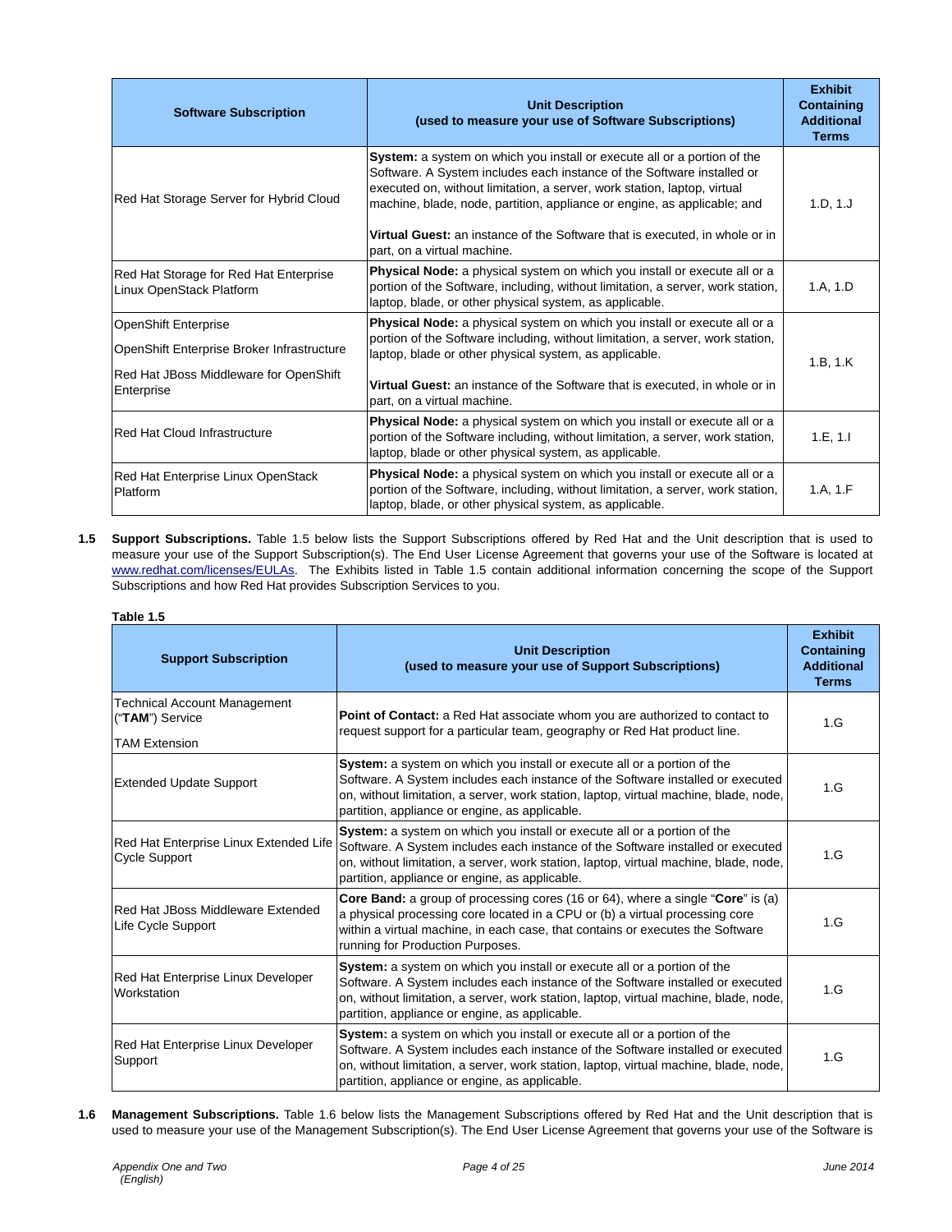| Software Subscription | Unit Description (used to measure your use of Software Subscriptions) | Exhibit Containing Additional Terms |
|---|---|---|
| Red Hat Storage Server for Hybrid Cloud | **System:** a system on which you install or execute all or a portion of the Software. A System includes each instance of the Software installed or executed on, without limitation, a server, work station, laptop, virtual machine, blade, node, partition, appliance or engine, as applicable; and<br><br>**Virtual Guest:** an instance of the Software that is executed, in whole or in part, on a virtual machine. | 1.D, 1.J |
| Red Hat Storage for Red Hat Enterprise Linux OpenStack Platform | **Physical Node:** a physical system on which you install or execute all or a portion of the Software, including, without limitation, a server, work station, laptop, blade, or other physical system, as applicable. | 1.A, 1.D |
| OpenShift Enterprise<br><br>OpenShift Enterprise Broker Infrastructure<br><br>Red Hat JBoss Middleware for OpenShift Enterprise | **Physical Node:** a physical system on which you install or execute all or a portion of the Software including, without limitation, a server, work station, laptop, blade or other physical system, as applicable.<br><br>**Virtual Guest:** an instance of the Software that is executed, in whole or in part, on a virtual machine. | 1.B, 1.K |
| Red Hat Cloud Infrastructure | **Physical Node:** a physical system on which you install or execute all or a portion of the Software including, without limitation, a server, work station, laptop, blade or other physical system, as applicable. | 1.E, 1.I |
| Red Hat Enterprise Linux OpenStack Platform | **Physical Node:** a physical system on which you install or execute all or a portion of the Software, including, without limitation, a server, work station, laptop, blade, or other physical system, as applicable. | 1.A, 1.F |

**1.5 Support Subscriptions.** Table 1.5 below lists the Support Subscriptions offered by Red Hat and the Unit description that is used to measure your use of the Support Subscription(s). The End User License Agreement that governs your use of the Software is located at www.redhat.com/licenses/EULAs. The Exhibits listed in Table 1.5 contain additional information concerning the scope of the Support Subscriptions and how Red Hat provides Subscription Services to you.

**Table 1.5**

| Support Subscription | Unit Description (used to measure your use of Support Subscriptions) | Exhibit Containing Additional Terms |
|---|---|---|
| Technical Account Management ("**TAM**") Service<br><br>TAM Extension | **Point of Contact:** a Red Hat associate whom you are authorized to contact to request support for a particular team, geography or Red Hat product line. | 1.G |
| Extended Update Support | **System:** a system on which you install or execute all or a portion of the Software. A System includes each instance of the Software installed or executed on, without limitation, a server, work station, laptop, virtual machine, blade, node, partition, appliance or engine, as applicable. | 1.G |
| Red Hat Enterprise Linux Extended Life Cycle Support | **System:** a system on which you install or execute all or a portion of the Software. A System includes each instance of the Software installed or executed on, without limitation, a server, work station, laptop, virtual machine, blade, node, partition, appliance or engine, as applicable. | 1.G |
| Red Hat JBoss Middleware Extended Life Cycle Support | **Core Band:** a group of processing cores (16 or 64), where a single "**Core**" is (a) a physical processing core located in a CPU or (b) a virtual processing core within a virtual machine, in each case, that contains or executes the Software running for Production Purposes. | 1.G |
| Red Hat Enterprise Linux Developer Workstation | **System:** a system on which you install or execute all or a portion of the Software. A System includes each instance of the Software installed or executed on, without limitation, a server, work station, laptop, virtual machine, blade, node, partition, appliance or engine, as applicable. | 1.G |
| Red Hat Enterprise Linux Developer Support | **System:** a system on which you install or execute all or a portion of the Software. A System includes each instance of the Software installed or executed on, without limitation, a server, work station, laptop, virtual machine, blade, node, partition, appliance or engine, as applicable. | 1.G |

**1.6 Management Subscriptions.** Table 1.6 below lists the Management Subscriptions offered by Red Hat and the Unit description that is used to measure your use of the Management Subscription(s). The End User License Agreement that governs your use of the Software is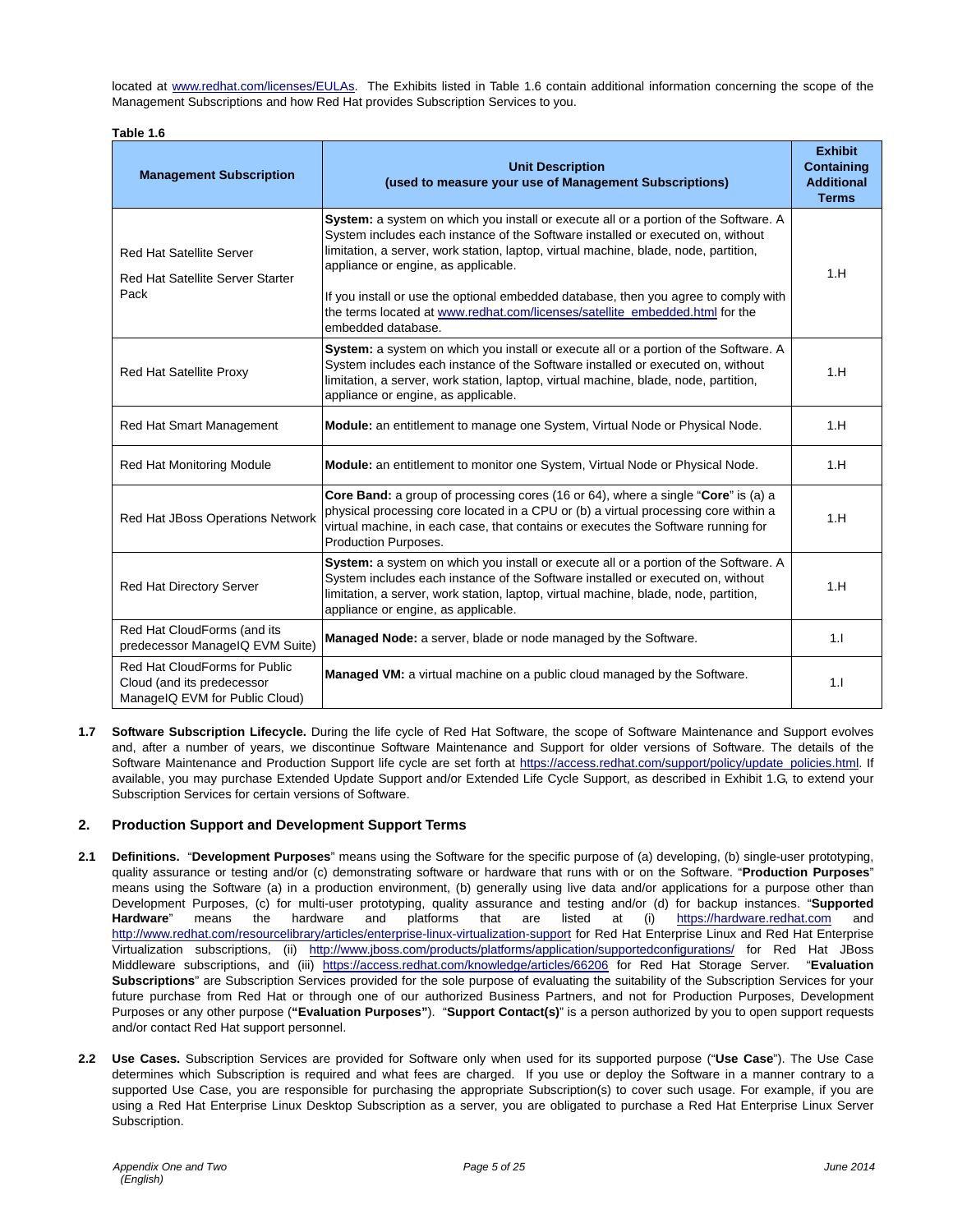located at www.redhat.com/licenses/EULAs. The Exhibits listed in Table 1.6 contain additional information concerning the scope of the Management Subscriptions and how Red Hat provides Subscription Services to you.

**Table 1.6**

| **Management Subscription** | **Unit Description (used to measure your use of Management Subscriptions)** | **Exhibit Containing Additional Terms** |
|---|---|---|
| Red Hat Satellite Server<br><br>Red Hat Satellite Server Starter Pack | **System:** a system on which you install or execute all or a portion of the Software. A System includes each instance of the Software installed or executed on, without limitation, a server, work station, laptop, virtual machine, blade, node, partition, appliance or engine, as applicable.<br><br>If you install or use the optional embedded database, then you agree to comply with the terms located at www.redhat.com/licenses/satellite_embedded.html for the embedded database. | 1.H |
| Red Hat Satellite Proxy | **System:** a system on which you install or execute all or a portion of the Software. A System includes each instance of the Software installed or executed on, without limitation, a server, work station, laptop, virtual machine, blade, node, partition, appliance or engine, as applicable. | 1.H |
| Red Hat Smart Management | **Module:** an entitlement to manage one System, Virtual Node or Physical Node. | 1.H |
| Red Hat Monitoring Module | **Module:** an entitlement to monitor one System, Virtual Node or Physical Node. | 1.H |
| Red Hat JBoss Operations Network | **Core Band:** a group of processing cores (16 or 64), where a single "**Core**" is (a) a physical processing core located in a CPU or (b) a virtual processing core within a virtual machine, in each case, that contains or executes the Software running for Production Purposes. | 1.H |
| Red Hat Directory Server | **System:** a system on which you install or execute all or a portion of the Software. A System includes each instance of the Software installed or executed on, without limitation, a server, work station, laptop, virtual machine, blade, node, partition, appliance or engine, as applicable. | 1.H |
| Red Hat CloudForms (and its predecessor ManageIQ EVM Suite) | **Managed Node:** a server, blade or node managed by the Software. | 1.I |
| Red Hat CloudForms for Public Cloud (and its predecessor ManageIQ EVM for Public Cloud) | **Managed VM:** a virtual machine on a public cloud managed by the Software. | 1.I |

**1.7 Software Subscription Lifecycle.** During the life cycle of Red Hat Software, the scope of Software Maintenance and Support evolves and, after a number of years, we discontinue Software Maintenance and Support for older versions of Software. The details of the Software Maintenance and Production Support life cycle are set forth at https://access.redhat.com/support/policy/update_policies.html. If available, you may purchase Extended Update Support and/or Extended Life Cycle Support, as described in Exhibit 1.G, to extend your Subscription Services for certain versions of Software.

## 2. Production Support and Development Support Terms

**2.1 Definitions.** "**Development Purposes**" means using the Software for the specific purpose of (a) developing, (b) single-user prototyping, quality assurance or testing and/or (c) demonstrating software or hardware that runs with or on the Software. "**Production Purposes**" means using the Software (a) in a production environment, (b) generally using live data and/or applications for a purpose other than Development Purposes, (c) for multi-user prototyping, quality assurance and testing and/or (d) for backup instances. "**Supported Hardware**" means the hardware and platforms that are listed at (i) https://hardware.redhat.com and http://www.redhat.com/resourcelibrary/articles/enterprise-linux-virtualization-support for Red Hat Enterprise Linux and Red Hat Enterprise Virtualization subscriptions, (ii) http://www.jboss.com/products/platforms/application/supportedconfigurations/ for Red Hat JBoss Middleware subscriptions, and (iii) https://access.redhat.com/knowledge/articles/66206 for Red Hat Storage Server. "**Evaluation Subscriptions**" are Subscription Services provided for the sole purpose of evaluating the suitability of the Subscription Services for your future purchase from Red Hat or through one of our authorized Business Partners, and not for Production Purposes, Development Purposes or any other purpose (**"Evaluation Purposes"**). "**Support Contact(s)**" is a person authorized by you to open support requests and/or contact Red Hat support personnel.

**2.2 Use Cases.** Subscription Services are provided for Software only when used for its supported purpose ("**Use Case**"). The Use Case determines which Subscription is required and what fees are charged. If you use or deploy the Software in a manner contrary to a supported Use Case, you are responsible for purchasing the appropriate Subscription(s) to cover such usage. For example, if you are using a Red Hat Enterprise Linux Desktop Subscription as a server, you are obligated to purchase a Red Hat Enterprise Linux Server Subscription.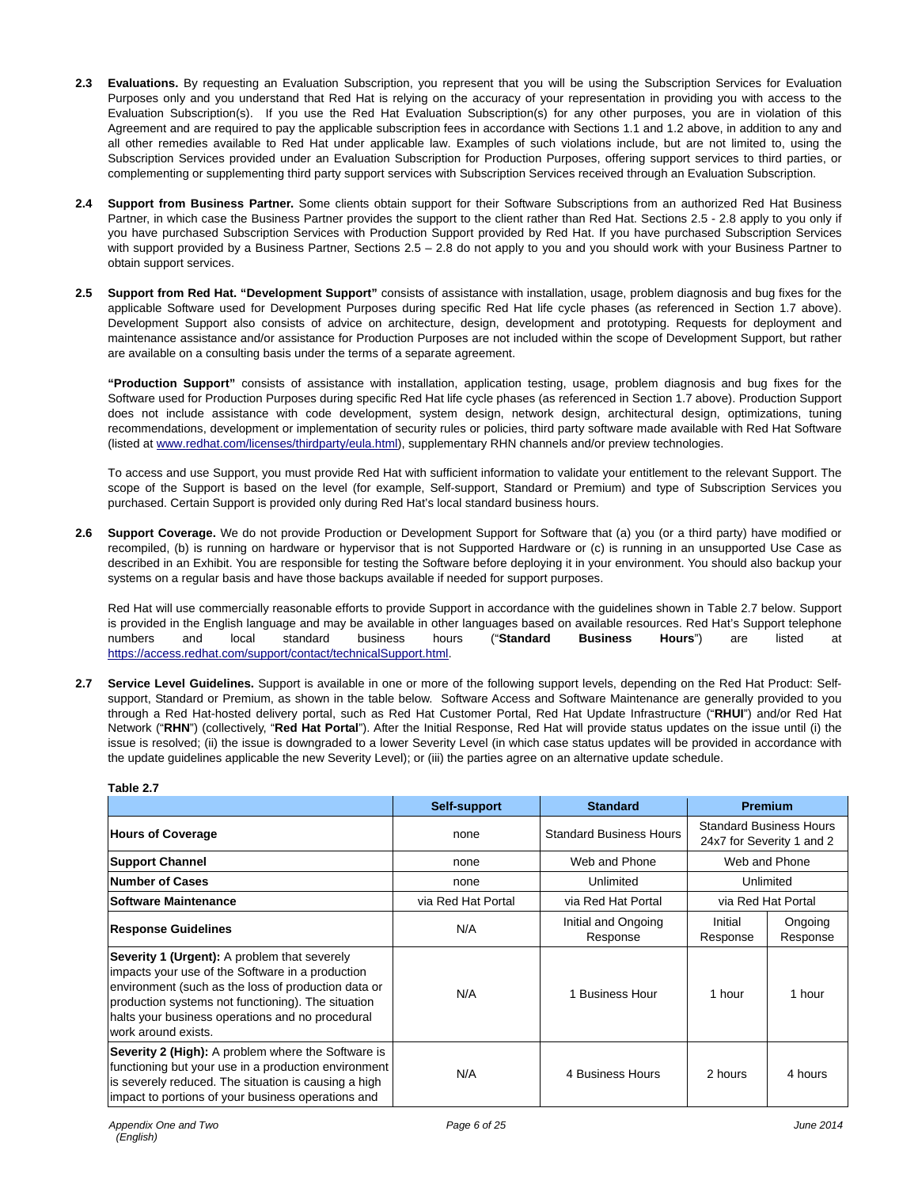**2.3 Evaluations.** By requesting an Evaluation Subscription, you represent that you will be using the Subscription Services for Evaluation Purposes only and you understand that Red Hat is relying on the accuracy of your representation in providing you with access to the Evaluation Subscription(s). If you use the Red Hat Evaluation Subscription(s) for any other purposes, you are in violation of this Agreement and are required to pay the applicable subscription fees in accordance with Sections 1.1 and 1.2 above, in addition to any and all other remedies available to Red Hat under applicable law. Examples of such violations include, but are not limited to, using the Subscription Services provided under an Evaluation Subscription for Production Purposes, offering support services to third parties, or complementing or supplementing third party support services with Subscription Services received through an Evaluation Subscription.

**2.4 Support from Business Partner.** Some clients obtain support for their Software Subscriptions from an authorized Red Hat Business Partner, in which case the Business Partner provides the support to the client rather than Red Hat. Sections 2.5 - 2.8 apply to you only if you have purchased Subscription Services with Production Support provided by Red Hat. If you have purchased Subscription Services with support provided by a Business Partner, Sections 2.5 – 2.8 do not apply to you and you should work with your Business Partner to obtain support services.

**2.5 Support from Red Hat. "Development Support"** consists of assistance with installation, usage, problem diagnosis and bug fixes for the applicable Software used for Development Purposes during specific Red Hat life cycle phases (as referenced in Section 1.7 above). Development Support also consists of advice on architecture, design, development and prototyping. Requests for deployment and maintenance assistance and/or assistance for Production Purposes are not included within the scope of Development Support, but rather are available on a consulting basis under the terms of a separate agreement.

**"Production Support"** consists of assistance with installation, application testing, usage, problem diagnosis and bug fixes for the Software used for Production Purposes during specific Red Hat life cycle phases (as referenced in Section 1.7 above). Production Support does not include assistance with code development, system design, network design, architectural design, optimizations, tuning recommendations, development or implementation of security rules or policies, third party software made available with Red Hat Software (listed at www.redhat.com/licenses/thirdparty/eula.html), supplementary RHN channels and/or preview technologies.

To access and use Support, you must provide Red Hat with sufficient information to validate your entitlement to the relevant Support. The scope of the Support is based on the level (for example, Self-support, Standard or Premium) and type of Subscription Services you purchased. Certain Support is provided only during Red Hat's local standard business hours.

**2.6 Support Coverage.** We do not provide Production or Development Support for Software that (a) you (or a third party) have modified or recompiled, (b) is running on hardware or hypervisor that is not Supported Hardware or (c) is running in an unsupported Use Case as described in an Exhibit. You are responsible for testing the Software before deploying it in your environment. You should also backup your systems on a regular basis and have those backups available if needed for support purposes.

Red Hat will use commercially reasonable efforts to provide Support in accordance with the guidelines shown in Table 2.7 below. Support is provided in the English language and may be available in other languages based on available resources. Red Hat's Support telephone numbers and local standard business hours ("**Standard Business Hours**") are listed at https://access.redhat.com/support/contact/technicalSupport.html.

**2.7 Service Level Guidelines.** Support is available in one or more of the following support levels, depending on the Red Hat Product: Self-support, Standard or Premium, as shown in the table below. Software Access and Software Maintenance are generally provided to you through a Red Hat-hosted delivery portal, such as Red Hat Customer Portal, Red Hat Update Infrastructure ("**RHUI**") and/or Red Hat Network ("**RHN**") (collectively, "**Red Hat Portal**"). After the Initial Response, Red Hat will provide status updates on the issue until (i) the issue is resolved; (ii) the issue is downgraded to a lower Severity Level (in which case status updates will be provided in accordance with the update guidelines applicable the new Severity Level); or (iii) the parties agree on an alternative update schedule.

**Table 2.7**

| | Self-support | Standard | Premium | |
|---|---|---|---|---|
| **Hours of Coverage** | none | Standard Business Hours | Standard Business Hours 24x7 for Severity 1 and 2 | |
| **Support Channel** | none | Web and Phone | Web and Phone | |
| **Number of Cases** | none | Unlimited | Unlimited | |
| **Software Maintenance** | via Red Hat Portal | via Red Hat Portal | via Red Hat Portal | |
| **Response Guidelines** | N/A | Initial and Ongoing Response | Initial Response | Ongoing Response |
| **Severity 1 (Urgent):** A problem that severely impacts your use of the Software in a production environment (such as the loss of production data or production systems not functioning). The situation halts your business operations and no procedural work around exists. | N/A | 1 Business Hour | 1 hour | 1 hour |
| **Severity 2 (High):** A problem where the Software is functioning but your use in a production environment is severely reduced. The situation is causing a high impact to portions of your business operations and | N/A | 4 Business Hours | 2 hours | 4 hours |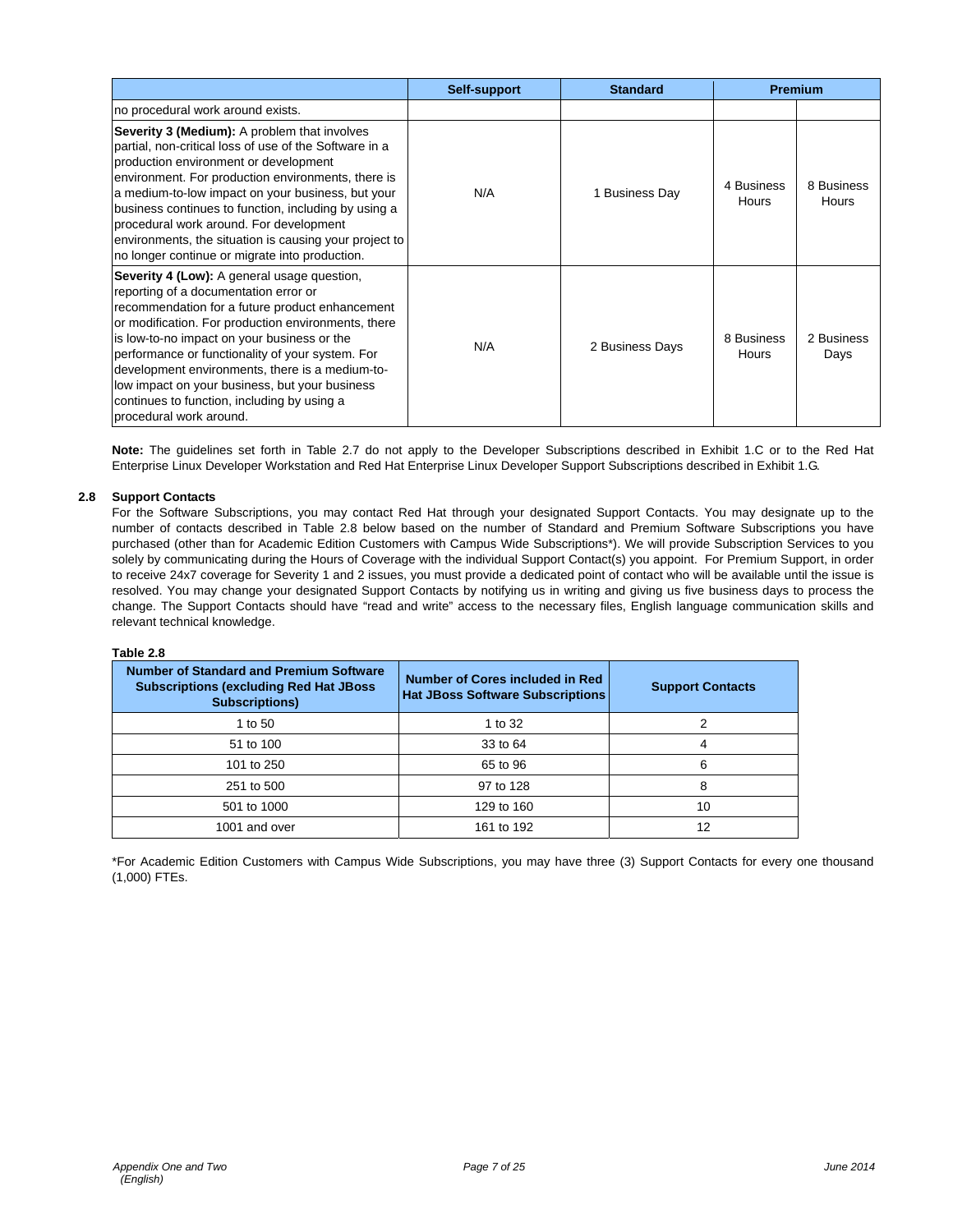| | Self-support | Standard | Premium | |
|---|---|---|---|---|
| no procedural work around exists. | | | | |
| **Severity 3 (Medium):** A problem that involves partial, non-critical loss of use of the Software in a production environment or development environment. For production environments, there is a medium-to-low impact on your business, but your business continues to function, including by using a procedural work around. For development environments, the situation is causing your project to no longer continue or migrate into production. | N/A | 1 Business Day | 4 Business Hours | 8 Business Hours |
| **Severity 4 (Low):** A general usage question, reporting of a documentation error or recommendation for a future product enhancement or modification. For production environments, there is low-to-no impact on your business or the performance or functionality of your system. For development environments, there is a medium-to-low impact on your business, but your business continues to function, including by using a procedural work around. | N/A | 2 Business Days | 8 Business Hours | 2 Business Days |

**Note:** The guidelines set forth in Table 2.7 do not apply to the Developer Subscriptions described in Exhibit 1.C or to the Red Hat Enterprise Linux Developer Workstation and Red Hat Enterprise Linux Developer Support Subscriptions described in Exhibit 1.G.

### 2.8 Support Contacts

For the Software Subscriptions, you may contact Red Hat through your designated Support Contacts. You may designate up to the number of contacts described in Table 2.8 below based on the number of Standard and Premium Software Subscriptions you have purchased (other than for Academic Edition Customers with Campus Wide Subscriptions*). We will provide Subscription Services to you solely by communicating during the Hours of Coverage with the individual Support Contact(s) you appoint. For Premium Support, in order to receive 24x7 coverage for Severity 1 and 2 issues, you must provide a dedicated point of contact who will be available until the issue is resolved. You may change your designated Support Contacts by notifying us in writing and giving us five business days to process the change. The Support Contacts should have "read and write" access to the necessary files, English language communication skills and relevant technical knowledge.

**Table 2.8**

| Number of Standard and Premium Software Subscriptions (excluding Red Hat JBoss Subscriptions) | Number of Cores included in Red Hat JBoss Software Subscriptions | Support Contacts |
|---|---|---|
| 1 to 50 | 1 to 32 | 2 |
| 51 to 100 | 33 to 64 | 4 |
| 101 to 250 | 65 to 96 | 6 |
| 251 to 500 | 97 to 128 | 8 |
| 501 to 1000 | 129 to 160 | 10 |
| 1001 and over | 161 to 192 | 12 |

*For Academic Edition Customers with Campus Wide Subscriptions, you may have three (3) Support Contacts for every one thousand (1,000) FTEs.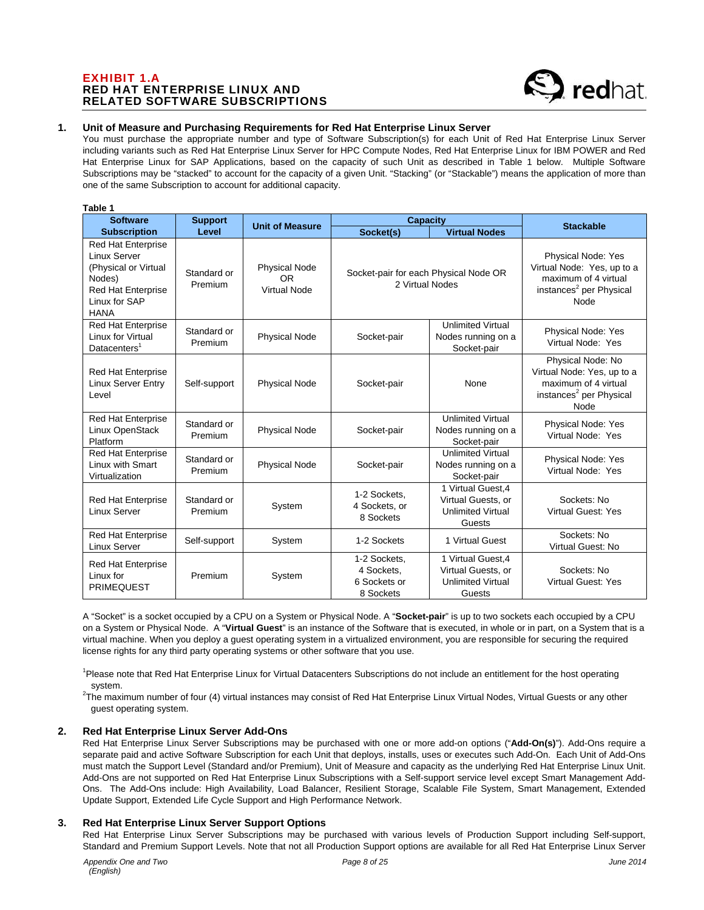# EXHIBIT 1.A
# RED HAT ENTERPRISE LINUX AND RELATED SOFTWARE SUBSCRIPTIONS

## 1. Unit of Measure and Purchasing Requirements for Red Hat Enterprise Linux Server

You must purchase the appropriate number and type of Software Subscription(s) for each Unit of Red Hat Enterprise Linux Server including variants such as Red Hat Enterprise Linux Server for HPC Compute Nodes, Red Hat Enterprise Linux for IBM POWER and Red Hat Enterprise Linux for SAP Applications, based on the capacity of such Unit as described in Table 1 below. Multiple Software Subscriptions may be "stacked" to account for the capacity of a given Unit. "Stacking" (or "Stackable") means the application of more than one of the same Subscription to account for additional capacity.

**Table 1**

| Software Subscription | Support Level | Unit of Measure | Capacity | | Stackable |
|---|---|---|---|---|---|
| | | | Socket(s) | Virtual Nodes | |
| Red Hat Enterprise Linux Server (Physical or Virtual Nodes) Red Hat Enterprise Linux for SAP HANA | Standard or Premium | Physical Node OR Virtual Node | Socket-pair for each Physical Node OR 2 Virtual Nodes | | Physical Node: Yes Virtual Node: Yes, up to a maximum of 4 virtual instances[2] per Physical Node |
| Red Hat Enterprise Linux for Virtual Datacenters[1] | Standard or Premium | Physical Node | Socket-pair | Unlimited Virtual Nodes running on a Socket-pair | Physical Node: Yes Virtual Node: Yes |
| Red Hat Enterprise Linux Server Entry Level | Self-support | Physical Node | Socket-pair | None | Physical Node: No Virtual Node: Yes, up to a maximum of 4 virtual instances[2] per Physical Node |
| Red Hat Enterprise Linux OpenStack Platform | Standard or Premium | Physical Node | Socket-pair | Unlimited Virtual Nodes running on a Socket-pair | Physical Node: Yes Virtual Node: Yes |
| Red Hat Enterprise Linux with Smart Virtualization | Standard or Premium | Physical Node | Socket-pair | Unlimited Virtual Nodes running on a Socket-pair | Physical Node: Yes Virtual Node: Yes |
| Red Hat Enterprise Linux Server | Standard or Premium | System | 1-2 Sockets, 4 Sockets, or 8 Sockets | 1 Virtual Guest,4 Virtual Guests, or Unlimited Virtual Guests | Sockets: No Virtual Guest: Yes |
| Red Hat Enterprise Linux Server | Self-support | System | 1-2 Sockets | 1 Virtual Guest | Sockets: No Virtual Guest: No |
| Red Hat Enterprise Linux for PRIMEQUEST | Premium | System | 1-2 Sockets, 4 Sockets, 6 Sockets or 8 Sockets | 1 Virtual Guest,4 Virtual Guests, or Unlimited Virtual Guests | Sockets: No Virtual Guest: Yes |

A "Socket" is a socket occupied by a CPU on a System or Physical Node. A "**Socket-pair**" is up to two sockets each occupied by a CPU on a System or Physical Node. A "**Virtual Guest**" is an instance of the Software that is executed, in whole or in part, on a System that is a virtual machine. When you deploy a guest operating system in a virtualized environment, you are responsible for securing the required license rights for any third party operating systems or other software that you use.

[1]Please note that Red Hat Enterprise Linux for Virtual Datacenters Subscriptions do not include an entitlement for the host operating system.

[2]The maximum number of four (4) virtual instances may consist of Red Hat Enterprise Linux Virtual Nodes, Virtual Guests or any other guest operating system.

## 2. Red Hat Enterprise Linux Server Add-Ons

Red Hat Enterprise Linux Server Subscriptions may be purchased with one or more add-on options ("**Add-On(s)**"). Add-Ons require a separate paid and active Software Subscription for each Unit that deploys, installs, uses or executes such Add-On. Each Unit of Add-Ons must match the Support Level (Standard and/or Premium), Unit of Measure and capacity as the underlying Red Hat Enterprise Linux Unit. Add-Ons are not supported on Red Hat Enterprise Linux Subscriptions with a Self-support service level except Smart Management Add-Ons. The Add-Ons include: High Availability, Load Balancer, Resilient Storage, Scalable File System, Smart Management, Extended Update Support, Extended Life Cycle Support and High Performance Network.

## 3. Red Hat Enterprise Linux Server Support Options

Red Hat Enterprise Linux Server Subscriptions may be purchased with various levels of Production Support including Self-support, Standard and Premium Support Levels. Note that not all Production Support options are available for all Red Hat Enterprise Linux Server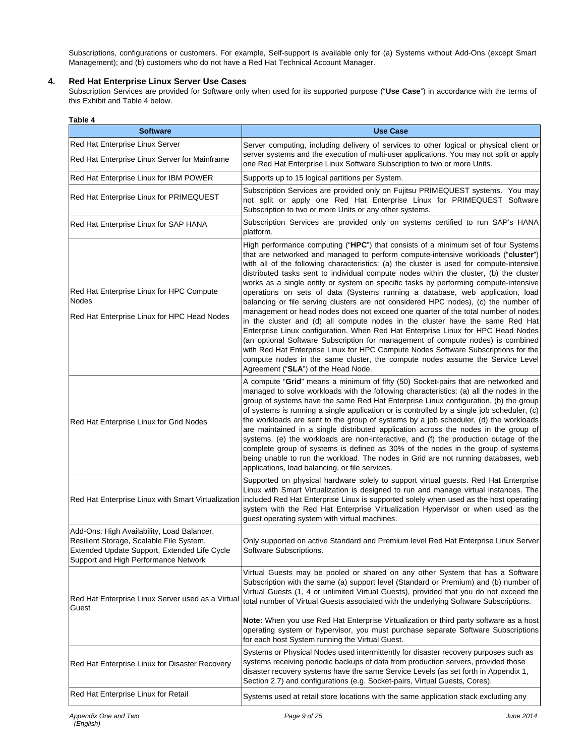Subscriptions, configurations or customers. For example, Self-support is available only for (a) Systems without Add-Ons (except Smart Management); and (b) customers who do not have a Red Hat Technical Account Manager.

## 4. Red Hat Enterprise Linux Server Use Cases

Subscription Services are provided for Software only when used for its supported purpose ("**Use Case**") in accordance with the terms of this Exhibit and Table 4 below.

**Table 4**

| Software | Use Case |
|---|---|
| Red Hat Enterprise Linux Server<br>Red Hat Enterprise Linux Server for Mainframe | Server computing, including delivery of services to other logical or physical client or server systems and the execution of multi-user applications. You may not split or apply one Red Hat Enterprise Linux Software Subscription to two or more Units. |
| Red Hat Enterprise Linux for IBM POWER | Supports up to 15 logical partitions per System. |
| Red Hat Enterprise Linux for PRIMEQUEST | Subscription Services are provided only on Fujitsu PRIMEQUEST systems. You may not split or apply one Red Hat Enterprise Linux for PRIMEQUEST Software Subscription to two or more Units or any other systems. |
| Red Hat Enterprise Linux for SAP HANA | Subscription Services are provided only on systems certified to run SAP's HANA platform. |
| Red Hat Enterprise Linux for HPC Compute Nodes<br>Red Hat Enterprise Linux for HPC Head Nodes | High performance computing ("**HPC**") that consists of a minimum set of four Systems that are networked and managed to perform compute-intensive workloads ("**cluster**") with all of the following characteristics: (a) the cluster is used for compute-intensive distributed tasks sent to individual compute nodes within the cluster, (b) the cluster works as a single entity or system on specific tasks by performing compute-intensive operations on sets of data (Systems running a database, web application, load balancing or file serving clusters are not considered HPC nodes), (c) the number of management or head nodes does not exceed one quarter of the total number of nodes in the cluster and (d) all compute nodes in the cluster have the same Red Hat Enterprise Linux configuration. When Red Hat Enterprise Linux for HPC Head Nodes (an optional Software Subscription for management of compute nodes) is combined with Red Hat Enterprise Linux for HPC Compute Nodes Software Subscriptions for the compute nodes in the same cluster, the compute nodes assume the Service Level Agreement ("**SLA**") of the Head Node. |
| Red Hat Enterprise Linux for Grid Nodes | A compute "**Grid**" means a minimum of fifty (50) Socket-pairs that are networked and managed to solve workloads with the following characteristics: (a) all the nodes in the group of systems have the same Red Hat Enterprise Linux configuration, (b) the group of systems is running a single application or is controlled by a single job scheduler, (c) the workloads are sent to the group of systems by a job scheduler, (d) the workloads are maintained in a single distributed application across the nodes in the group of systems, (e) the workloads are non-interactive, and (f) the production outage of the complete group of systems is defined as 30% of the nodes in the group of systems being unable to run the workload. The nodes in Grid are not running databases, web applications, load balancing, or file services. |
| Red Hat Enterprise Linux with Smart Virtualization | Supported on physical hardware solely to support virtual guests. Red Hat Enterprise Linux with Smart Virtualization is designed to run and manage virtual instances. The included Red Hat Enterprise Linux is supported solely when used as the host operating system with the Red Hat Enterprise Virtualization Hypervisor or when used as the guest operating system with virtual machines. |
| Add-Ons: High Availability, Load Balancer, Resilient Storage, Scalable File System, Extended Update Support, Extended Life Cycle Support and High Performance Network | Only supported on active Standard and Premium level Red Hat Enterprise Linux Server Software Subscriptions. |
| Red Hat Enterprise Linux Server used as a Virtual Guest | Virtual Guests may be pooled or shared on any other System that has a Software Subscription with the same (a) support level (Standard or Premium) and (b) number of Virtual Guests (1, 4 or unlimited Virtual Guests), provided that you do not exceed the total number of Virtual Guests associated with the underlying Software Subscriptions.<br><br>**Note:** When you use Red Hat Enterprise Virtualization or third party software as a host operating system or hypervisor, you must purchase separate Software Subscriptions for each host System running the Virtual Guest. |
| Red Hat Enterprise Linux for Disaster Recovery | Systems or Physical Nodes used intermittently for disaster recovery purposes such as systems receiving periodic backups of data from production servers, provided those disaster recovery systems have the same Service Levels (as set forth in Appendix 1, Section 2.7) and configurations (e.g. Socket-pairs, Virtual Guests, Cores). |
| Red Hat Enterprise Linux for Retail | Systems used at retail store locations with the same application stack excluding any |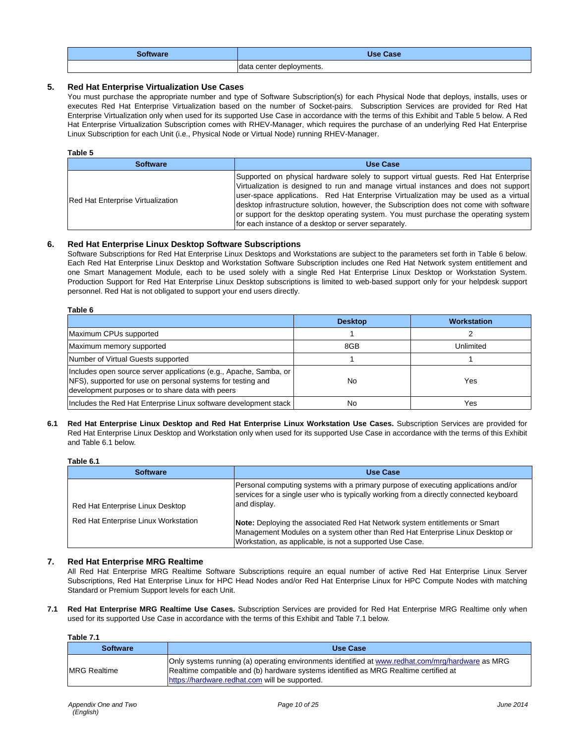| Software | Use Case |
|---|---|
| | data center deployments. |

## 5. Red Hat Enterprise Virtualization Use Cases

You must purchase the appropriate number and type of Software Subscription(s) for each Physical Node that deploys, installs, uses or executes Red Hat Enterprise Virtualization based on the number of Socket-pairs. Subscription Services are provided for Red Hat Enterprise Virtualization only when used for its supported Use Case in accordance with the terms of this Exhibit and Table 5 below. A Red Hat Enterprise Virtualization Subscription comes with RHEV-Manager, which requires the purchase of an underlying Red Hat Enterprise Linux Subscription for each Unit (i.e., Physical Node or Virtual Node) running RHEV-Manager.

**Table 5**

| Software | Use Case |
|---|---|
| Red Hat Enterprise Virtualization | Supported on physical hardware solely to support virtual guests. Red Hat Enterprise Virtualization is designed to run and manage virtual instances and does not support user-space applications. Red Hat Enterprise Virtualization may be used as a virtual desktop infrastructure solution, however, the Subscription does not come with software or support for the desktop operating system. You must purchase the operating system for each instance of a desktop or server separately. |

## 6. Red Hat Enterprise Linux Desktop Software Subscriptions

Software Subscriptions for Red Hat Enterprise Linux Desktops and Workstations are subject to the parameters set forth in Table 6 below. Each Red Hat Enterprise Linux Desktop and Workstation Software Subscription includes one Red Hat Network system entitlement and one Smart Management Module, each to be used solely with a single Red Hat Enterprise Linux Desktop or Workstation System. Production Support for Red Hat Enterprise Linux Desktop subscriptions is limited to web-based support only for your helpdesk support personnel. Red Hat is not obligated to support your end users directly.

**Table 6**

| | Desktop | Workstation |
|---|---|---|
| Maximum CPUs supported | 1 | 2 |
| Maximum memory supported | 8GB | Unlimited |
| Number of Virtual Guests supported | 1 | 1 |
| Includes open source server applications (e.g., Apache, Samba, or NFS), supported for use on personal systems for testing and development purposes or to share data with peers | No | Yes |
| Includes the Red Hat Enterprise Linux software development stack | No | Yes |

**6.1 Red Hat Enterprise Linux Desktop and Red Hat Enterprise Linux Workstation Use Cases.** Subscription Services are provided for Red Hat Enterprise Linux Desktop and Workstation only when used for its supported Use Case in accordance with the terms of this Exhibit and Table 6.1 below.

**Table 6.1**

| Software | Use Case |
|---|---|
| Red Hat Enterprise Linux Desktop<br><br>Red Hat Enterprise Linux Workstation | Personal computing systems with a primary purpose of executing applications and/or services for a single user who is typically working from a directly connected keyboard and display.<br><br>**Note:** Deploying the associated Red Hat Network system entitlements or Smart Management Modules on a system other than Red Hat Enterprise Linux Desktop or Workstation, as applicable, is not a supported Use Case. |

## 7. Red Hat Enterprise MRG Realtime

All Red Hat Enterprise MRG Realtime Software Subscriptions require an equal number of active Red Hat Enterprise Linux Server Subscriptions, Red Hat Enterprise Linux for HPC Head Nodes and/or Red Hat Enterprise Linux for HPC Compute Nodes with matching Standard or Premium Support levels for each Unit.

**7.1 Red Hat Enterprise MRG Realtime Use Cases.** Subscription Services are provided for Red Hat Enterprise MRG Realtime only when used for its supported Use Case in accordance with the terms of this Exhibit and Table 7.1 below.

**Table 7.1**

| Software | Use Case |
|---|---|
| MRG Realtime | Only systems running (a) operating environments identified at www.redhat.com/mrg/hardware as MRG Realtime compatible and (b) hardware systems identified as MRG Realtime certified at https://hardware.redhat.com will be supported. |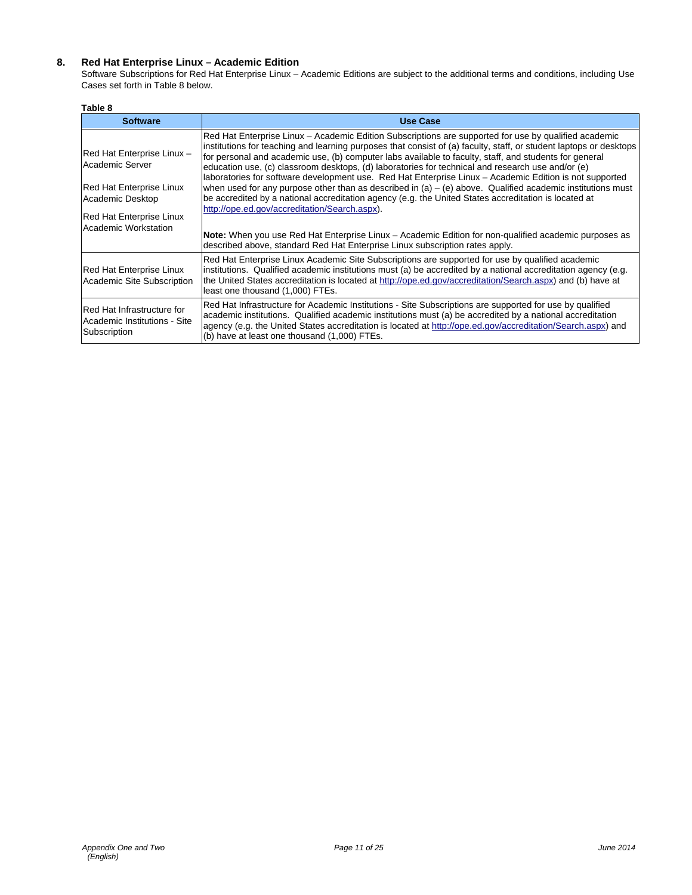## 8. Red Hat Enterprise Linux – Academic Edition

Software Subscriptions for Red Hat Enterprise Linux – Academic Editions are subject to the additional terms and conditions, including Use Cases set forth in Table 8 below.

**Table 8**

| Software | Use Case |
|---|---|
| Red Hat Enterprise Linux – Academic Server<br><br>Red Hat Enterprise Linux Academic Desktop<br><br>Red Hat Enterprise Linux Academic Workstation | Red Hat Enterprise Linux – Academic Edition Subscriptions are supported for use by qualified academic institutions for teaching and learning purposes that consist of (a) faculty, staff, or student laptops or desktops for personal and academic use, (b) computer labs available to faculty, staff, and students for general education use, (c) classroom desktops, (d) laboratories for technical and research use and/or (e) laboratories for software development use. Red Hat Enterprise Linux – Academic Edition is not supported when used for any purpose other than as described in (a) – (e) above. Qualified academic institutions must be accredited by a national accreditation agency (e.g. the United States accreditation is located at http://ope.ed.gov/accreditation/Search.aspx).<br><br>**Note:** When you use Red Hat Enterprise Linux – Academic Edition for non-qualified academic purposes as described above, standard Red Hat Enterprise Linux subscription rates apply. |
| Red Hat Enterprise Linux Academic Site Subscription | Red Hat Enterprise Linux Academic Site Subscriptions are supported for use by qualified academic institutions. Qualified academic institutions must (a) be accredited by a national accreditation agency (e.g. the United States accreditation is located at http://ope.ed.gov/accreditation/Search.aspx) and (b) have at least one thousand (1,000) FTEs. |
| Red Hat Infrastructure for Academic Institutions - Site Subscription | Red Hat Infrastructure for Academic Institutions - Site Subscriptions are supported for use by qualified academic institutions. Qualified academic institutions must (a) be accredited by a national accreditation agency (e.g. the United States accreditation is located at http://ope.ed.gov/accreditation/Search.aspx) and (b) have at least one thousand (1,000) FTEs. |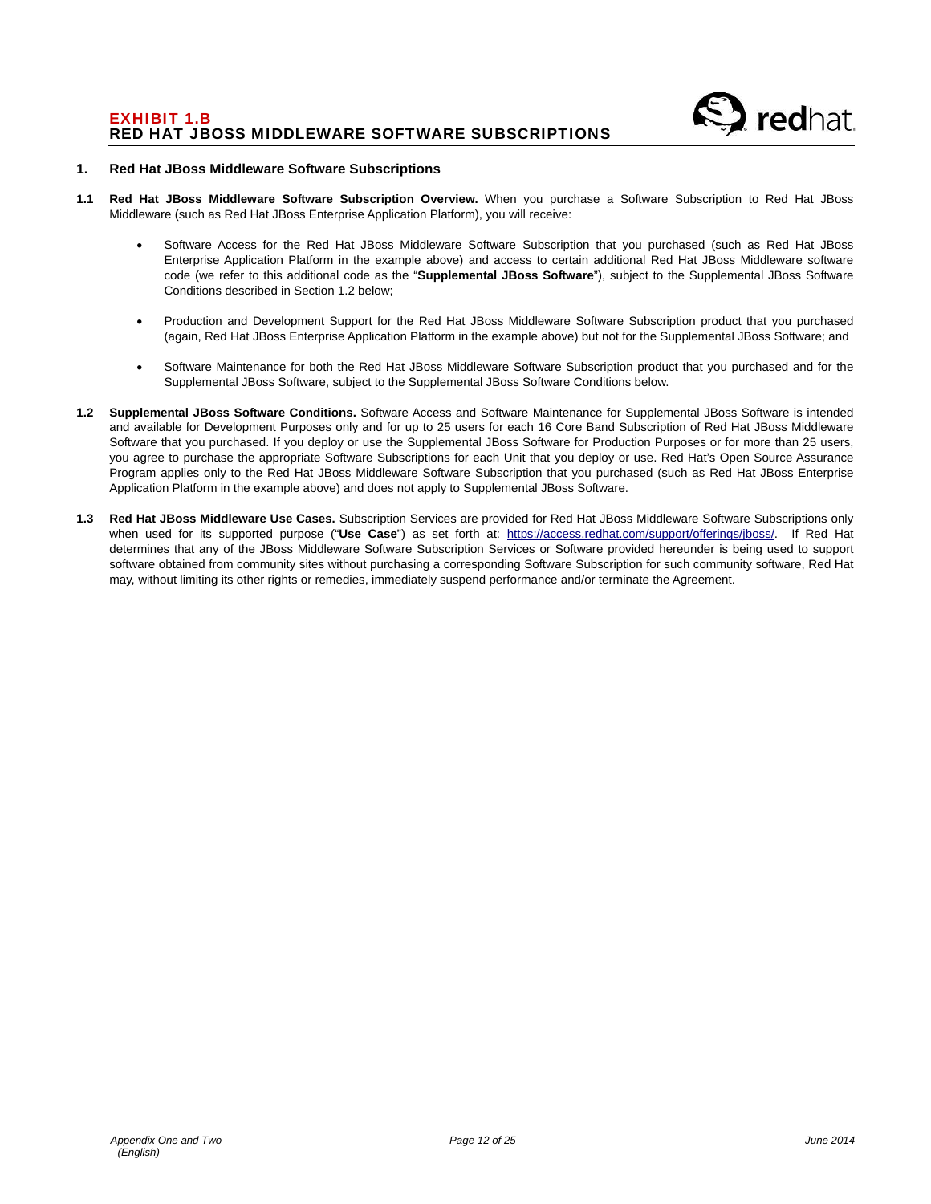# EXHIBIT 1.B
# RED HAT JBOSS MIDDLEWARE SOFTWARE SUBSCRIPTIONS

## 1. Red Hat JBoss Middleware Software Subscriptions

**1.1 Red Hat JBoss Middleware Software Subscription Overview.** When you purchase a Software Subscription to Red Hat JBoss Middleware (such as Red Hat JBoss Enterprise Application Platform), you will receive:

- Software Access for the Red Hat JBoss Middleware Software Subscription that you purchased (such as Red Hat JBoss Enterprise Application Platform in the example above) and access to certain additional Red Hat JBoss Middleware software code (we refer to this additional code as the "**Supplemental JBoss Software**"), subject to the Supplemental JBoss Software Conditions described in Section 1.2 below;

- Production and Development Support for the Red Hat JBoss Middleware Software Subscription product that you purchased (again, Red Hat JBoss Enterprise Application Platform in the example above) but not for the Supplemental JBoss Software; and

- Software Maintenance for both the Red Hat JBoss Middleware Software Subscription product that you purchased and for the Supplemental JBoss Software, subject to the Supplemental JBoss Software Conditions below.

**1.2 Supplemental JBoss Software Conditions.** Software Access and Software Maintenance for Supplemental JBoss Software is intended and available for Development Purposes only and for up to 25 users for each 16 Core Band Subscription of Red Hat JBoss Middleware Software that you purchased. If you deploy or use the Supplemental JBoss Software for Production Purposes or for more than 25 users, you agree to purchase the appropriate Software Subscriptions for each Unit that you deploy or use. Red Hat's Open Source Assurance Program applies only to the Red Hat JBoss Middleware Software Subscription that you purchased (such as Red Hat JBoss Enterprise Application Platform in the example above) and does not apply to Supplemental JBoss Software.

**1.3 Red Hat JBoss Middleware Use Cases.** Subscription Services are provided for Red Hat JBoss Middleware Software Subscriptions only when used for its supported purpose ("**Use Case**") as set forth at: https://access.redhat.com/support/offerings/jboss/. If Red Hat determines that any of the JBoss Middleware Software Subscription Services or Software provided hereunder is being used to support software obtained from community sites without purchasing a corresponding Software Subscription for such community software, Red Hat may, without limiting its other rights or remedies, immediately suspend performance and/or terminate the Agreement.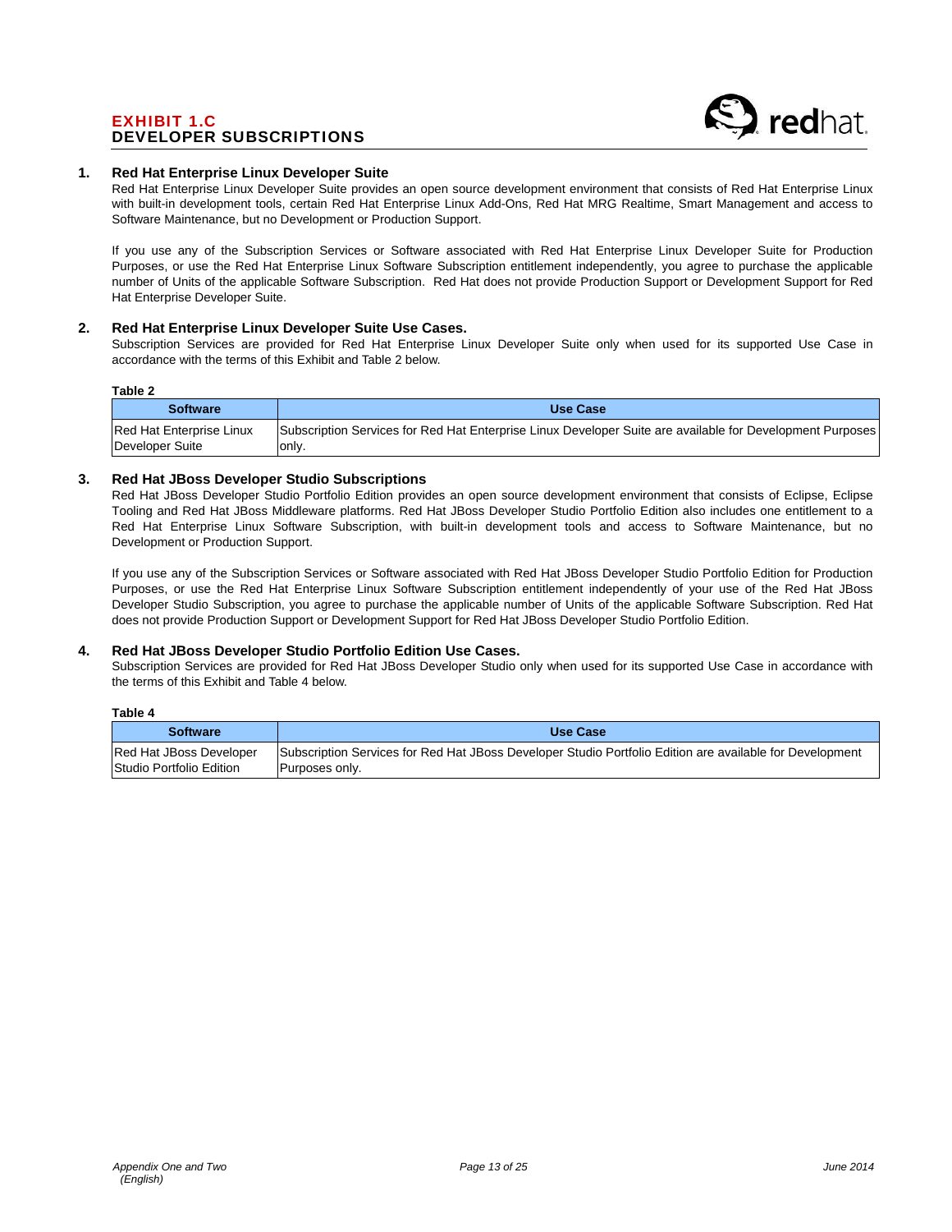# EXHIBIT 1.C
# DEVELOPER SUBSCRIPTIONS

## 1. Red Hat Enterprise Linux Developer Suite

Red Hat Enterprise Linux Developer Suite provides an open source development environment that consists of Red Hat Enterprise Linux with built-in development tools, certain Red Hat Enterprise Linux Add-Ons, Red Hat MRG Realtime, Smart Management and access to Software Maintenance, but no Development or Production Support.

If you use any of the Subscription Services or Software associated with Red Hat Enterprise Linux Developer Suite for Production Purposes, or use the Red Hat Enterprise Linux Software Subscription entitlement independently, you agree to purchase the applicable number of Units of the applicable Software Subscription. Red Hat does not provide Production Support or Development Support for Red Hat Enterprise Developer Suite.

## 2. Red Hat Enterprise Linux Developer Suite Use Cases.

Subscription Services are provided for Red Hat Enterprise Linux Developer Suite only when used for its supported Use Case in accordance with the terms of this Exhibit and Table 2 below.

**Table 2**

| Software | Use Case |
|---|---|
| Red Hat Enterprise Linux Developer Suite | Subscription Services for Red Hat Enterprise Linux Developer Suite are available for Development Purposes only. |

## 3. Red Hat JBoss Developer Studio Subscriptions

Red Hat JBoss Developer Studio Portfolio Edition provides an open source development environment that consists of Eclipse, Eclipse Tooling and Red Hat JBoss Middleware platforms. Red Hat JBoss Developer Studio Portfolio Edition also includes one entitlement to a Red Hat Enterprise Linux Software Subscription, with built-in development tools and access to Software Maintenance, but no Development or Production Support.

If you use any of the Subscription Services or Software associated with Red Hat JBoss Developer Studio Portfolio Edition for Production Purposes, or use the Red Hat Enterprise Linux Software Subscription entitlement independently of your use of the Red Hat JBoss Developer Studio Subscription, you agree to purchase the applicable number of Units of the applicable Software Subscription. Red Hat does not provide Production Support or Development Support for Red Hat JBoss Developer Studio Portfolio Edition.

## 4. Red Hat JBoss Developer Studio Portfolio Edition Use Cases.

Subscription Services are provided for Red Hat JBoss Developer Studio only when used for its supported Use Case in accordance with the terms of this Exhibit and Table 4 below.

**Table 4**

| Software | Use Case |
|---|---|
| Red Hat JBoss Developer Studio Portfolio Edition | Subscription Services for Red Hat JBoss Developer Studio Portfolio Edition are available for Development Purposes only. |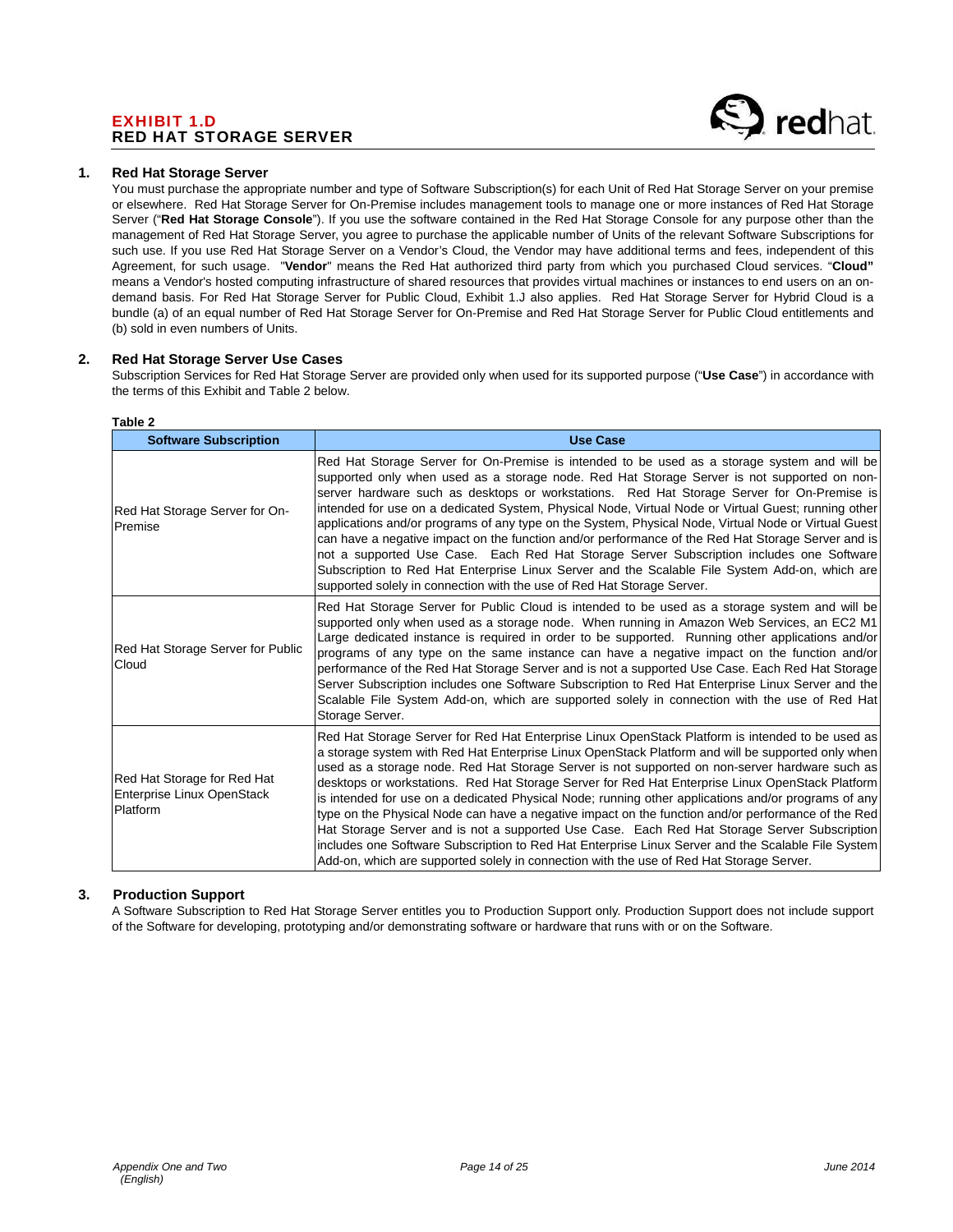# EXHIBIT 1.D
# RED HAT STORAGE SERVER

## 1. Red Hat Storage Server

You must purchase the appropriate number and type of Software Subscription(s) for each Unit of Red Hat Storage Server on your premise or elsewhere. Red Hat Storage Server for On-Premise includes management tools to manage one or more instances of Red Hat Storage Server ("**Red Hat Storage Console**"). If you use the software contained in the Red Hat Storage Console for any purpose other than the management of Red Hat Storage Server, you agree to purchase the applicable number of Units of the relevant Software Subscriptions for such use. If you use Red Hat Storage Server on a Vendor's Cloud, the Vendor may have additional terms and fees, independent of this Agreement, for such usage. "**Vendor**" means the Red Hat authorized third party from which you purchased Cloud services. "**Cloud"** means a Vendor's hosted computing infrastructure of shared resources that provides virtual machines or instances to end users on an on-demand basis. For Red Hat Storage Server for Public Cloud, Exhibit 1.J also applies. Red Hat Storage Server for Hybrid Cloud is a bundle (a) of an equal number of Red Hat Storage Server for On-Premise and Red Hat Storage Server for Public Cloud entitlements and (b) sold in even numbers of Units.

## 2. Red Hat Storage Server Use Cases

Subscription Services for Red Hat Storage Server are provided only when used for its supported purpose ("**Use Case**") in accordance with the terms of this Exhibit and Table 2 below.

**Table 2**

| Software Subscription | Use Case |
|---|---|
| Red Hat Storage Server for On-Premise | Red Hat Storage Server for On-Premise is intended to be used as a storage system and will be supported only when used as a storage node. Red Hat Storage Server is not supported on non-server hardware such as desktops or workstations. Red Hat Storage Server for On-Premise is intended for use on a dedicated System, Physical Node, Virtual Node or Virtual Guest; running other applications and/or programs of any type on the System, Physical Node, Virtual Node or Virtual Guest can have a negative impact on the function and/or performance of the Red Hat Storage Server and is not a supported Use Case. Each Red Hat Storage Server Subscription includes one Software Subscription to Red Hat Enterprise Linux Server and the Scalable File System Add-on, which are supported solely in connection with the use of Red Hat Storage Server. |
| Red Hat Storage Server for Public Cloud | Red Hat Storage Server for Public Cloud is intended to be used as a storage system and will be supported only when used as a storage node. When running in Amazon Web Services, an EC2 M1 Large dedicated instance is required in order to be supported. Running other applications and/or programs of any type on the same instance can have a negative impact on the function and/or performance of the Red Hat Storage Server and is not a supported Use Case. Each Red Hat Storage Server Subscription includes one Software Subscription to Red Hat Enterprise Linux Server and the Scalable File System Add-on, which are supported solely in connection with the use of Red Hat Storage Server. |
| Red Hat Storage for Red Hat Enterprise Linux OpenStack Platform | Red Hat Storage Server for Red Hat Enterprise Linux OpenStack Platform is intended to be used as a storage system with Red Hat Enterprise Linux OpenStack Platform and will be supported only when used as a storage node. Red Hat Storage Server is not supported on non-server hardware such as desktops or workstations. Red Hat Storage Server for Red Hat Enterprise Linux OpenStack Platform is intended for use on a dedicated Physical Node; running other applications and/or programs of any type on the Physical Node can have a negative impact on the function and/or performance of the Red Hat Storage Server and is not a supported Use Case. Each Red Hat Storage Server Subscription includes one Software Subscription to Red Hat Enterprise Linux Server and the Scalable File System Add-on, which are supported solely in connection with the use of Red Hat Storage Server. |

## 3. Production Support

A Software Subscription to Red Hat Storage Server entitles you to Production Support only. Production Support does not include support of the Software for developing, prototyping and/or demonstrating software or hardware that runs with or on the Software.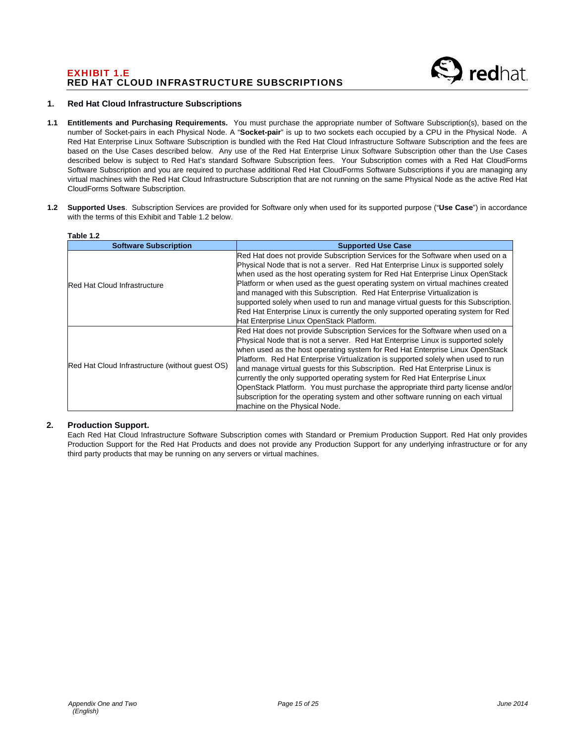# EXHIBIT 1.E
# RED HAT CLOUD INFRASTRUCTURE SUBSCRIPTIONS

## 1. Red Hat Cloud Infrastructure Subscriptions

**1.1 Entitlements and Purchasing Requirements.** You must purchase the appropriate number of Software Subscription(s), based on the number of Socket-pairs in each Physical Node. A "**Socket-pair**" is up to two sockets each occupied by a CPU in the Physical Node. A Red Hat Enterprise Linux Software Subscription is bundled with the Red Hat Cloud Infrastructure Software Subscription and the fees are based on the Use Cases described below. Any use of the Red Hat Enterprise Linux Software Subscription other than the Use Cases described below is subject to Red Hat's standard Software Subscription fees. Your Subscription comes with a Red Hat CloudForms Software Subscription and you are required to purchase additional Red Hat CloudForms Software Subscriptions if you are managing any virtual machines with the Red Hat Cloud Infrastructure Subscription that are not running on the same Physical Node as the active Red Hat CloudForms Software Subscription.

**1.2 Supported Uses**. Subscription Services are provided for Software only when used for its supported purpose ("**Use Case**") in accordance with the terms of this Exhibit and Table 1.2 below.

**Table 1.2**

| Software Subscription | Supported Use Case |
|---|---|
| Red Hat Cloud Infrastructure | Red Hat does not provide Subscription Services for the Software when used on a Physical Node that is not a server. Red Hat Enterprise Linux is supported solely when used as the host operating system for Red Hat Enterprise Linux OpenStack Platform or when used as the guest operating system on virtual machines created and managed with this Subscription. Red Hat Enterprise Virtualization is supported solely when used to run and manage virtual guests for this Subscription. Red Hat Enterprise Linux is currently the only supported operating system for Red Hat Enterprise Linux OpenStack Platform. |
| Red Hat Cloud Infrastructure (without guest OS) | Red Hat does not provide Subscription Services for the Software when used on a Physical Node that is not a server. Red Hat Enterprise Linux is supported solely when used as the host operating system for Red Hat Enterprise Linux OpenStack Platform. Red Hat Enterprise Virtualization is supported solely when used to run and manage virtual guests for this Subscription. Red Hat Enterprise Linux is currently the only supported operating system for Red Hat Enterprise Linux OpenStack Platform. You must purchase the appropriate third party license and/or subscription for the operating system and other software running on each virtual machine on the Physical Node. |

## 2. Production Support.

Each Red Hat Cloud Infrastructure Software Subscription comes with Standard or Premium Production Support. Red Hat only provides Production Support for the Red Hat Products and does not provide any Production Support for any underlying infrastructure or for any third party products that may be running on any servers or virtual machines.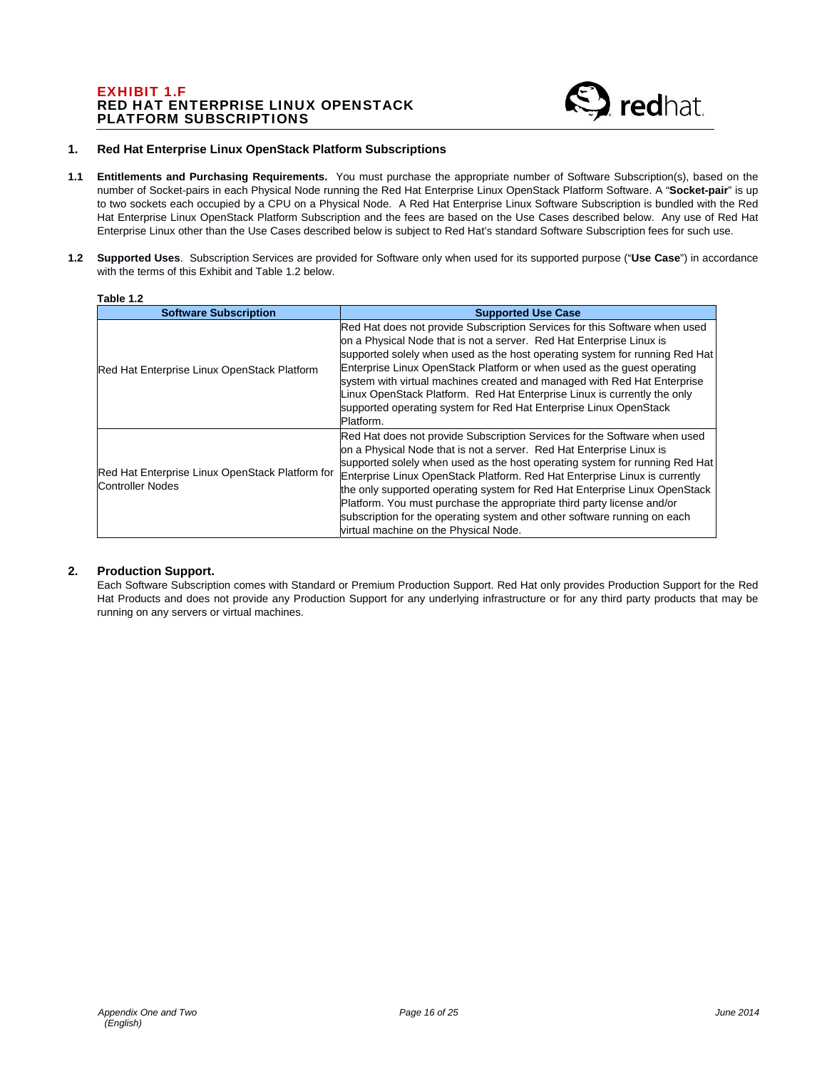# EXHIBIT 1.F
# RED HAT ENTERPRISE LINUX OPENSTACK PLATFORM SUBSCRIPTIONS

## 1. Red Hat Enterprise Linux OpenStack Platform Subscriptions

**1.1 Entitlements and Purchasing Requirements.** You must purchase the appropriate number of Software Subscription(s), based on the number of Socket-pairs in each Physical Node running the Red Hat Enterprise Linux OpenStack Platform Software. A "**Socket-pair**" is up to two sockets each occupied by a CPU on a Physical Node. A Red Hat Enterprise Linux Software Subscription is bundled with the Red Hat Enterprise Linux OpenStack Platform Subscription and the fees are based on the Use Cases described below. Any use of Red Hat Enterprise Linux other than the Use Cases described below is subject to Red Hat's standard Software Subscription fees for such use.

**1.2 Supported Uses**. Subscription Services are provided for Software only when used for its supported purpose ("**Use Case**") in accordance with the terms of this Exhibit and Table 1.2 below.

**Table 1.2**

| Software Subscription | Supported Use Case |
|---|---|
| Red Hat Enterprise Linux OpenStack Platform | Red Hat does not provide Subscription Services for this Software when used on a Physical Node that is not a server. Red Hat Enterprise Linux is supported solely when used as the host operating system for running Red Hat Enterprise Linux OpenStack Platform or when used as the guest operating system with virtual machines created and managed with Red Hat Enterprise Linux OpenStack Platform. Red Hat Enterprise Linux is currently the only supported operating system for Red Hat Enterprise Linux OpenStack Platform. |
| Red Hat Enterprise Linux OpenStack Platform for Controller Nodes | Red Hat does not provide Subscription Services for the Software when used on a Physical Node that is not a server. Red Hat Enterprise Linux is supported solely when used as the host operating system for running Red Hat Enterprise Linux OpenStack Platform. Red Hat Enterprise Linux is currently the only supported operating system for Red Hat Enterprise Linux OpenStack Platform. You must purchase the appropriate third party license and/or subscription for the operating system and other software running on each virtual machine on the Physical Node. |

## 2. Production Support.

Each Software Subscription comes with Standard or Premium Production Support. Red Hat only provides Production Support for the Red Hat Products and does not provide any Production Support for any underlying infrastructure or for any third party products that may be running on any servers or virtual machines.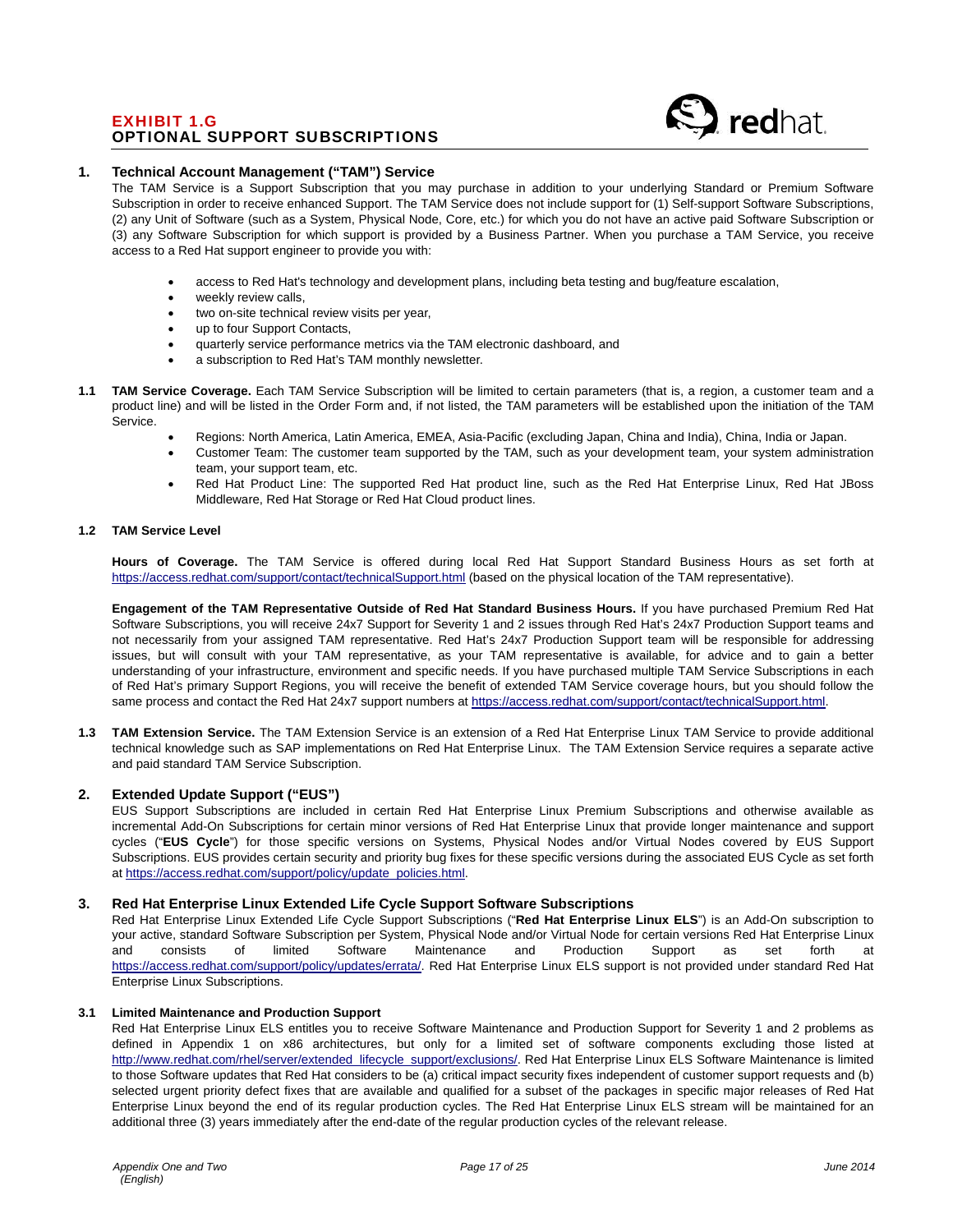# EXHIBIT 1.G
# OPTIONAL SUPPORT SUBSCRIPTIONS

## 1. Technical Account Management ("TAM") Service

The TAM Service is a Support Subscription that you may purchase in addition to your underlying Standard or Premium Software Subscription in order to receive enhanced Support. The TAM Service does not include support for (1) Self-support Software Subscriptions, (2) any Unit of Software (such as a System, Physical Node, Core, etc.) for which you do not have an active paid Software Subscription or (3) any Software Subscription for which support is provided by a Business Partner. When you purchase a TAM Service, you receive access to a Red Hat support engineer to provide you with:

- access to Red Hat's technology and development plans, including beta testing and bug/feature escalation,
- weekly review calls,
- two on-site technical review visits per year,
- up to four Support Contacts,
- quarterly service performance metrics via the TAM electronic dashboard, and
- a subscription to Red Hat's TAM monthly newsletter.

**1.1 TAM Service Coverage.** Each TAM Service Subscription will be limited to certain parameters (that is, a region, a customer team and a product line) and will be listed in the Order Form and, if not listed, the TAM parameters will be established upon the initiation of the TAM Service.

- Regions: North America, Latin America, EMEA, Asia-Pacific (excluding Japan, China and India), China, India or Japan.
- Customer Team: The customer team supported by the TAM, such as your development team, your system administration team, your support team, etc.
- Red Hat Product Line: The supported Red Hat product line, such as the Red Hat Enterprise Linux, Red Hat JBoss Middleware, Red Hat Storage or Red Hat Cloud product lines.

### 1.2 TAM Service Level

**Hours of Coverage.** The TAM Service is offered during local Red Hat Support Standard Business Hours as set forth at https://access.redhat.com/support/contact/technicalSupport.html (based on the physical location of the TAM representative).

**Engagement of the TAM Representative Outside of Red Hat Standard Business Hours.** If you have purchased Premium Red Hat Software Subscriptions, you will receive 24x7 Support for Severity 1 and 2 issues through Red Hat's 24x7 Production Support teams and not necessarily from your assigned TAM representative. Red Hat's 24x7 Production Support team will be responsible for addressing issues, but will consult with your TAM representative, as your TAM representative is available, for advice and to gain a better understanding of your infrastructure, environment and specific needs. If you have purchased multiple TAM Service Subscriptions in each of Red Hat's primary Support Regions, you will receive the benefit of extended TAM Service coverage hours, but you should follow the same process and contact the Red Hat 24x7 support numbers at https://access.redhat.com/support/contact/technicalSupport.html.

**1.3 TAM Extension Service.** The TAM Extension Service is an extension of a Red Hat Enterprise Linux TAM Service to provide additional technical knowledge such as SAP implementations on Red Hat Enterprise Linux. The TAM Extension Service requires a separate active and paid standard TAM Service Subscription.

## 2. Extended Update Support ("EUS")

EUS Support Subscriptions are included in certain Red Hat Enterprise Linux Premium Subscriptions and otherwise available as incremental Add-On Subscriptions for certain minor versions of Red Hat Enterprise Linux that provide longer maintenance and support cycles ("**EUS Cycle**") for those specific versions on Systems, Physical Nodes and/or Virtual Nodes covered by EUS Support Subscriptions. EUS provides certain security and priority bug fixes for these specific versions during the associated EUS Cycle as set forth at https://access.redhat.com/support/policy/update_policies.html.

## 3. Red Hat Enterprise Linux Extended Life Cycle Support Software Subscriptions

Red Hat Enterprise Linux Extended Life Cycle Support Subscriptions ("**Red Hat Enterprise Linux ELS**") is an Add-On subscription to your active, standard Software Subscription per System, Physical Node and/or Virtual Node for certain versions Red Hat Enterprise Linux and consists of limited Software Maintenance and Production Support as set forth at https://access.redhat.com/support/policy/updates/errata/. Red Hat Enterprise Linux ELS support is not provided under standard Red Hat Enterprise Linux Subscriptions.

### 3.1 Limited Maintenance and Production Support

Red Hat Enterprise Linux ELS entitles you to receive Software Maintenance and Production Support for Severity 1 and 2 problems as defined in Appendix 1 on x86 architectures, but only for a limited set of software components excluding those listed at http://www.redhat.com/rhel/server/extended_lifecycle_support/exclusions/. Red Hat Enterprise Linux ELS Software Maintenance is limited to those Software updates that Red Hat considers to be (a) critical impact security fixes independent of customer support requests and (b) selected urgent priority defect fixes that are available and qualified for a subset of the packages in specific major releases of Red Hat Enterprise Linux beyond the end of its regular production cycles. The Red Hat Enterprise Linux ELS stream will be maintained for an additional three (3) years immediately after the end-date of the regular production cycles of the relevant release.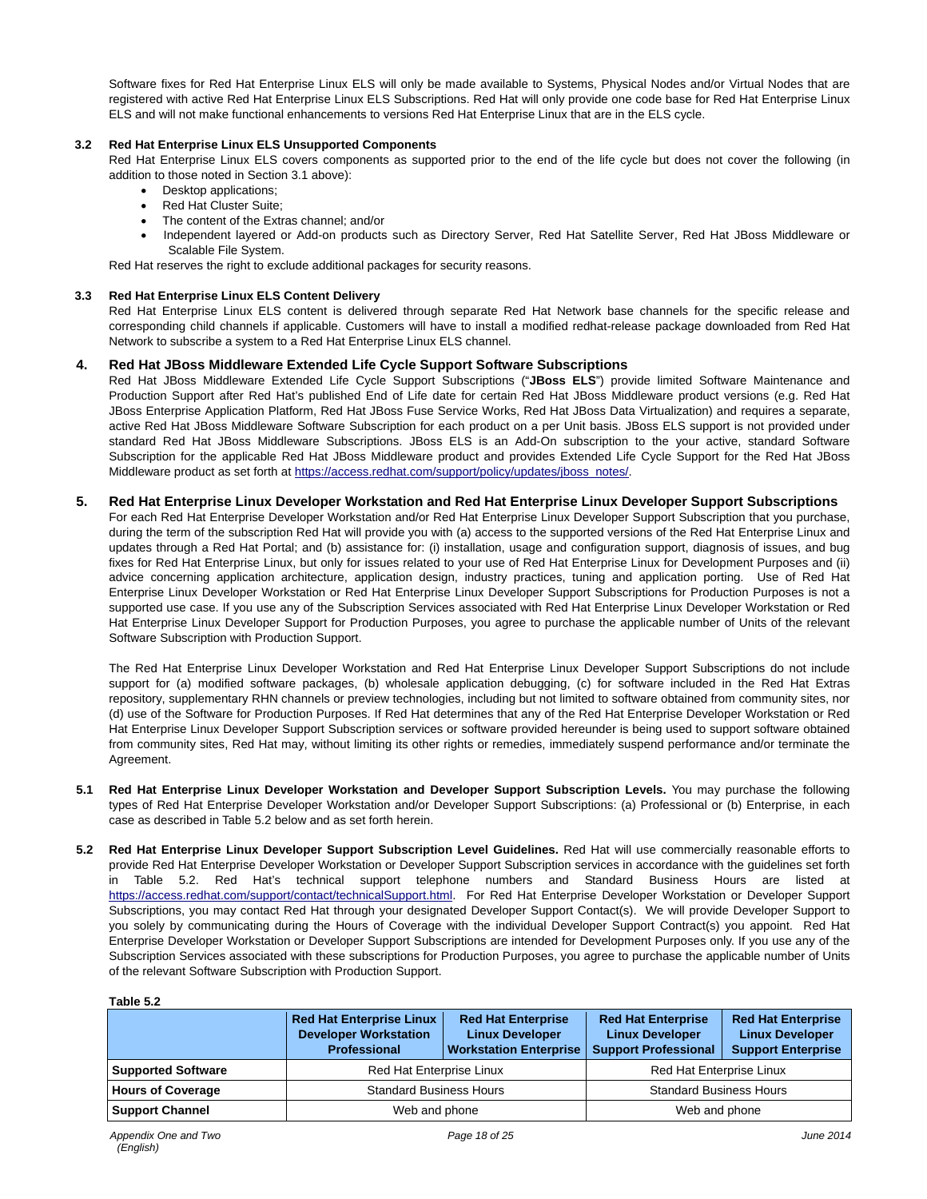Software fixes for Red Hat Enterprise Linux ELS will only be made available to Systems, Physical Nodes and/or Virtual Nodes that are registered with active Red Hat Enterprise Linux ELS Subscriptions. Red Hat will only provide one code base for Red Hat Enterprise Linux ELS and will not make functional enhancements to versions Red Hat Enterprise Linux that are in the ELS cycle.

**3.2 Red Hat Enterprise Linux ELS Unsupported Components**

Red Hat Enterprise Linux ELS covers components as supported prior to the end of the life cycle but does not cover the following (in addition to those noted in Section 3.1 above):

- Desktop applications;
- Red Hat Cluster Suite;
- The content of the Extras channel; and/or
- Independent layered or Add-on products such as Directory Server, Red Hat Satellite Server, Red Hat JBoss Middleware or Scalable File System.

Red Hat reserves the right to exclude additional packages for security reasons.

**3.3 Red Hat Enterprise Linux ELS Content Delivery**

Red Hat Enterprise Linux ELS content is delivered through separate Red Hat Network base channels for the specific release and corresponding child channels if applicable. Customers will have to install a modified redhat-release package downloaded from Red Hat Network to subscribe a system to a Red Hat Enterprise Linux ELS channel.

## 4. Red Hat JBoss Middleware Extended Life Cycle Support Software Subscriptions

Red Hat JBoss Middleware Extended Life Cycle Support Subscriptions ("**JBoss ELS**") provide limited Software Maintenance and Production Support after Red Hat's published End of Life date for certain Red Hat JBoss Middleware product versions (e.g. Red Hat JBoss Enterprise Application Platform, Red Hat JBoss Fuse Service Works, Red Hat JBoss Data Virtualization) and requires a separate, active Red Hat JBoss Middleware Software Subscription for each product on a per Unit basis. JBoss ELS support is not provided under standard Red Hat JBoss Middleware Subscriptions. JBoss ELS is an Add-On subscription to the your active, standard Software Subscription for the applicable Red Hat JBoss Middleware product and provides Extended Life Cycle Support for the Red Hat JBoss Middleware product as set forth at https://access.redhat.com/support/policy/updates/jboss_notes/.

## 5. Red Hat Enterprise Linux Developer Workstation and Red Hat Enterprise Linux Developer Support Subscriptions

For each Red Hat Enterprise Developer Workstation and/or Red Hat Enterprise Linux Developer Support Subscription that you purchase, during the term of the subscription Red Hat will provide you with (a) access to the supported versions of the Red Hat Enterprise Linux and updates through a Red Hat Portal; and (b) assistance for: (i) installation, usage and configuration support, diagnosis of issues, and bug fixes for Red Hat Enterprise Linux, but only for issues related to your use of Red Hat Enterprise Linux for Development Purposes and (ii) advice concerning application architecture, application design, industry practices, tuning and application porting. Use of Red Hat Enterprise Linux Developer Workstation or Red Hat Enterprise Linux Developer Support Subscriptions for Production Purposes is not a supported use case. If you use any of the Subscription Services associated with Red Hat Enterprise Linux Developer Workstation or Red Hat Enterprise Linux Developer Support for Production Purposes, you agree to purchase the applicable number of Units of the relevant Software Subscription with Production Support.

The Red Hat Enterprise Linux Developer Workstation and Red Hat Enterprise Linux Developer Support Subscriptions do not include support for (a) modified software packages, (b) wholesale application debugging, (c) for software included in the Red Hat Extras repository, supplementary RHN channels or preview technologies, including but not limited to software obtained from community sites, nor (d) use of the Software for Production Purposes. If Red Hat determines that any of the Red Hat Enterprise Developer Workstation or Red Hat Enterprise Linux Developer Support Subscription services or software provided hereunder is being used to support software obtained from community sites, Red Hat may, without limiting its other rights or remedies, immediately suspend performance and/or terminate the Agreement.

**5.1 Red Hat Enterprise Linux Developer Workstation and Developer Support Subscription Levels.** You may purchase the following types of Red Hat Enterprise Developer Workstation and/or Developer Support Subscriptions: (a) Professional or (b) Enterprise, in each case as described in Table 5.2 below and as set forth herein.

**5.2 Red Hat Enterprise Linux Developer Support Subscription Level Guidelines.** Red Hat will use commercially reasonable efforts to provide Red Hat Enterprise Developer Workstation or Developer Support Subscription services in accordance with the guidelines set forth in Table 5.2. Red Hat's technical support telephone numbers and Standard Business Hours are listed at https://access.redhat.com/support/contact/technicalSupport.html. For Red Hat Enterprise Developer Workstation or Developer Support Subscriptions, you may contact Red Hat through your designated Developer Support Contact(s). We will provide Developer Support to you solely by communicating during the Hours of Coverage with the individual Developer Support Contract(s) you appoint. Red Hat Enterprise Developer Workstation or Developer Support Subscriptions are intended for Development Purposes only. If you use any of the Subscription Services associated with these subscriptions for Production Purposes, you agree to purchase the applicable number of Units of the relevant Software Subscription with Production Support.

**Table 5.2**

| | Red Hat Enterprise Linux Developer Workstation Professional | Red Hat Enterprise Linux Developer Workstation Enterprise | Red Hat Enterprise Linux Developer Support Professional | Red Hat Enterprise Linux Developer Support Enterprise |
|---|---|---|---|---|
| **Supported Software** | Red Hat Enterprise Linux | | Red Hat Enterprise Linux | |
| **Hours of Coverage** | Standard Business Hours | | Standard Business Hours | |
| **Support Channel** | Web and phone | | Web and phone | |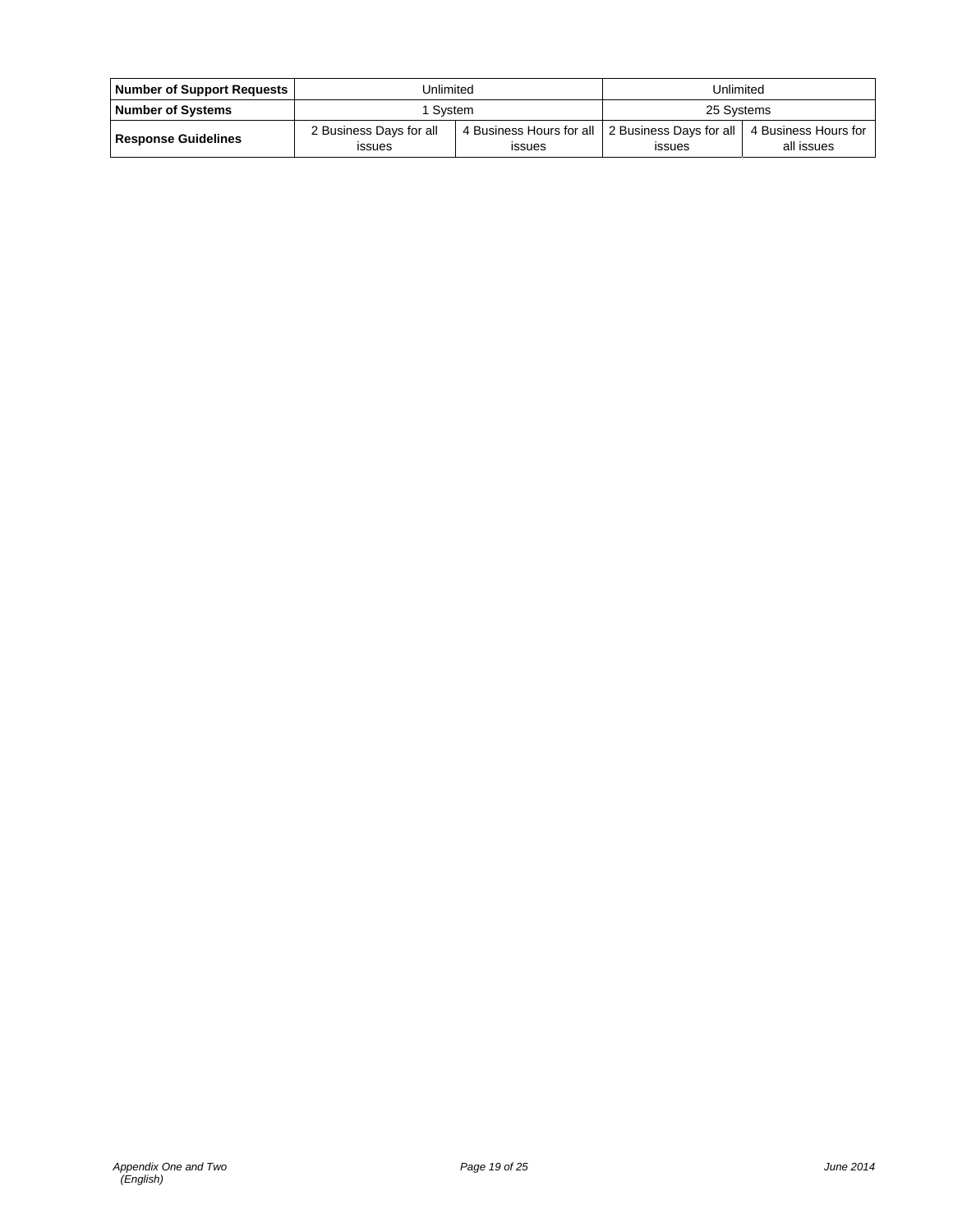| Number of Support Requests | Unlimited | | Unlimited | |
|---|---|---|---|---|
| **Number of Systems** | 1 System | | 25 Systems | |
| **Response Guidelines** | 2 Business Days for all issues | 4 Business Hours for all issues | 2 Business Days for all issues | 4 Business Hours for all issues |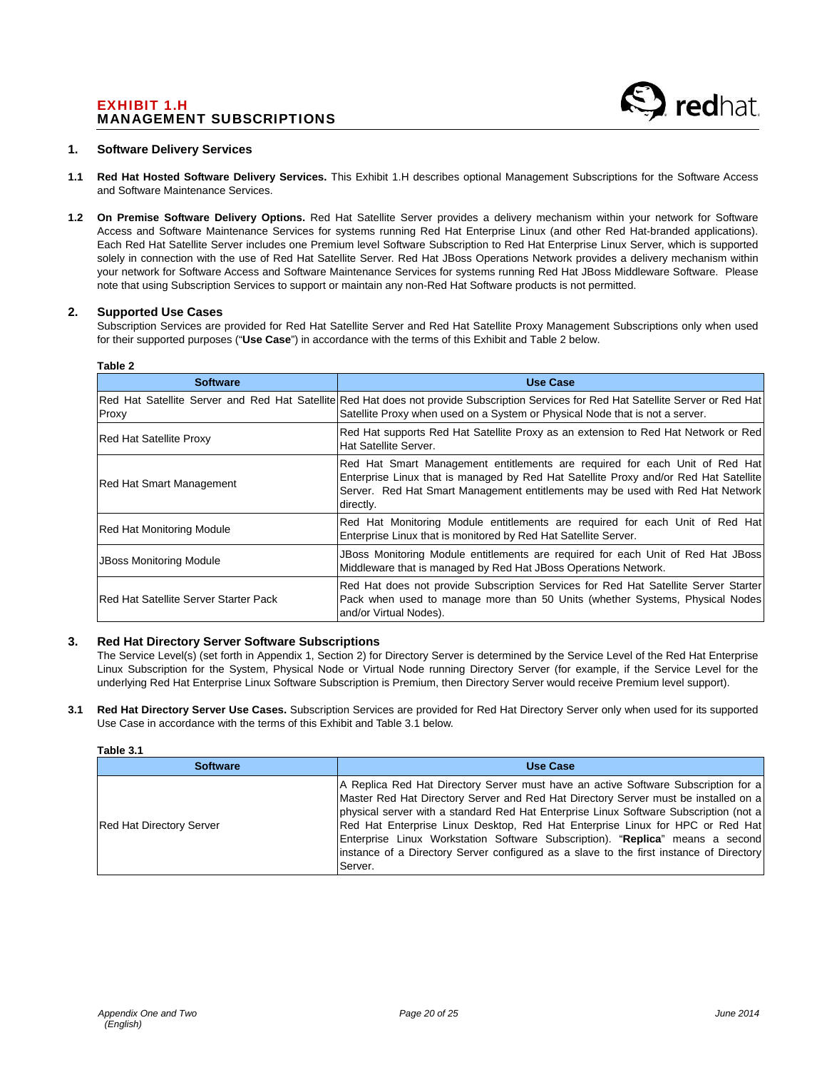# EXHIBIT 1.H
# MANAGEMENT SUBSCRIPTIONS

## 1. Software Delivery Services

**1.1 Red Hat Hosted Software Delivery Services.** This Exhibit 1.H describes optional Management Subscriptions for the Software Access and Software Maintenance Services.

**1.2 On Premise Software Delivery Options.** Red Hat Satellite Server provides a delivery mechanism within your network for Software Access and Software Maintenance Services for systems running Red Hat Enterprise Linux (and other Red Hat-branded applications). Each Red Hat Satellite Server includes one Premium level Software Subscription to Red Hat Enterprise Linux Server, which is supported solely in connection with the use of Red Hat Satellite Server. Red Hat JBoss Operations Network provides a delivery mechanism within your network for Software Access and Software Maintenance Services for systems running Red Hat JBoss Middleware Software. Please note that using Subscription Services to support or maintain any non-Red Hat Software products is not permitted.

## 2. Supported Use Cases

Subscription Services are provided for Red Hat Satellite Server and Red Hat Satellite Proxy Management Subscriptions only when used for their supported purposes ("**Use Case**") in accordance with the terms of this Exhibit and Table 2 below.

**Table 2**

| Software | Use Case |
|---|---|
| Red Hat Satellite Server and Red Hat Satellite Proxy | Red Hat does not provide Subscription Services for Red Hat Satellite Server or Red Hat Satellite Proxy when used on a System or Physical Node that is not a server. |
| Red Hat Satellite Proxy | Red Hat supports Red Hat Satellite Proxy as an extension to Red Hat Network or Red Hat Satellite Server. |
| Red Hat Smart Management | Red Hat Smart Management entitlements are required for each Unit of Red Hat Enterprise Linux that is managed by Red Hat Satellite Proxy and/or Red Hat Satellite Server. Red Hat Smart Management entitlements may be used with Red Hat Network directly. |
| Red Hat Monitoring Module | Red Hat Monitoring Module entitlements are required for each Unit of Red Hat Enterprise Linux that is monitored by Red Hat Satellite Server. |
| JBoss Monitoring Module | JBoss Monitoring Module entitlements are required for each Unit of Red Hat JBoss Middleware that is managed by Red Hat JBoss Operations Network. |
| Red Hat Satellite Server Starter Pack | Red Hat does not provide Subscription Services for Red Hat Satellite Server Starter Pack when used to manage more than 50 Units (whether Systems, Physical Nodes and/or Virtual Nodes). |

## 3. Red Hat Directory Server Software Subscriptions

The Service Level(s) (set forth in Appendix 1, Section 2) for Directory Server is determined by the Service Level of the Red Hat Enterprise Linux Subscription for the System, Physical Node or Virtual Node running Directory Server (for example, if the Service Level for the underlying Red Hat Enterprise Linux Software Subscription is Premium, then Directory Server would receive Premium level support).

**3.1 Red Hat Directory Server Use Cases.** Subscription Services are provided for Red Hat Directory Server only when used for its supported Use Case in accordance with the terms of this Exhibit and Table 3.1 below.

**Table 3.1**

| Software | Use Case |
|---|---|
| Red Hat Directory Server | A Replica Red Hat Directory Server must have an active Software Subscription for a Master Red Hat Directory Server and Red Hat Directory Server must be installed on a physical server with a standard Red Hat Enterprise Linux Software Subscription (not a Red Hat Enterprise Linux Desktop, Red Hat Enterprise Linux for HPC or Red Hat Enterprise Linux Workstation Software Subscription). "**Replica**" means a second instance of a Directory Server configured as a slave to the first instance of Directory Server. |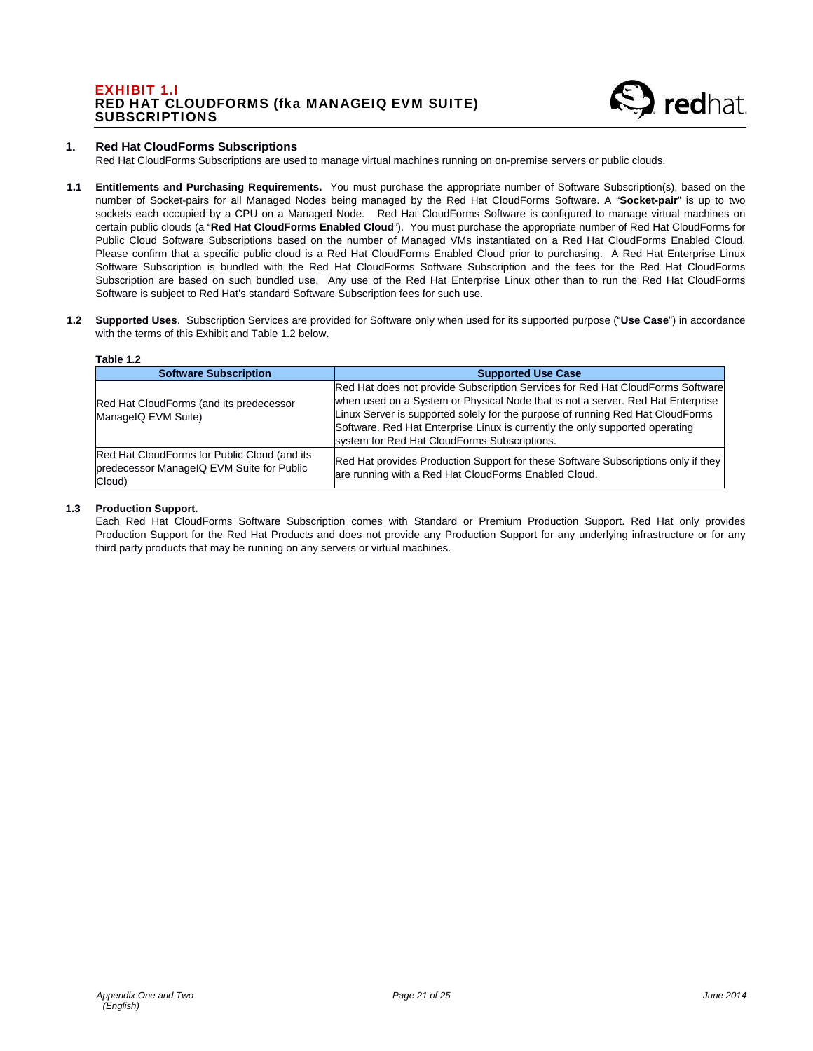# EXHIBIT 1.I
# RED HAT CLOUDFORMS (fka MANAGEIQ EVM SUITE) SUBSCRIPTIONS

## 1. Red Hat CloudForms Subscriptions

Red Hat CloudForms Subscriptions are used to manage virtual machines running on on-premise servers or public clouds.

**1.1 Entitlements and Purchasing Requirements.** You must purchase the appropriate number of Software Subscription(s), based on the number of Socket-pairs for all Managed Nodes being managed by the Red Hat CloudForms Software. A "**Socket-pair**" is up to two sockets each occupied by a CPU on a Managed Node. Red Hat CloudForms Software is configured to manage virtual machines on certain public clouds (a "**Red Hat CloudForms Enabled Cloud**"). You must purchase the appropriate number of Red Hat CloudForms for Public Cloud Software Subscriptions based on the number of Managed VMs instantiated on a Red Hat CloudForms Enabled Cloud. Please confirm that a specific public cloud is a Red Hat CloudForms Enabled Cloud prior to purchasing. A Red Hat Enterprise Linux Software Subscription is bundled with the Red Hat CloudForms Software Subscription and the fees for the Red Hat CloudForms Subscription are based on such bundled use. Any use of the Red Hat Enterprise Linux other than to run the Red Hat CloudForms Software is subject to Red Hat's standard Software Subscription fees for such use.

**1.2 Supported Uses**. Subscription Services are provided for Software only when used for its supported purpose ("**Use Case**") in accordance with the terms of this Exhibit and Table 1.2 below.

**Table 1.2**

| Software Subscription | Supported Use Case |
|---|---|
| Red Hat CloudForms (and its predecessor ManageIQ EVM Suite) | Red Hat does not provide Subscription Services for Red Hat CloudForms Software when used on a System or Physical Node that is not a server. Red Hat Enterprise Linux Server is supported solely for the purpose of running Red Hat CloudForms Software. Red Hat Enterprise Linux is currently the only supported operating system for Red Hat CloudForms Subscriptions. |
| Red Hat CloudForms for Public Cloud (and its predecessor ManageIQ EVM Suite for Public Cloud) | Red Hat provides Production Support for these Software Subscriptions only if they are running with a Red Hat CloudForms Enabled Cloud. |

**1.3 Production Support.**

Each Red Hat CloudForms Software Subscription comes with Standard or Premium Production Support. Red Hat only provides Production Support for the Red Hat Products and does not provide any Production Support for any underlying infrastructure or for any third party products that may be running on any servers or virtual machines.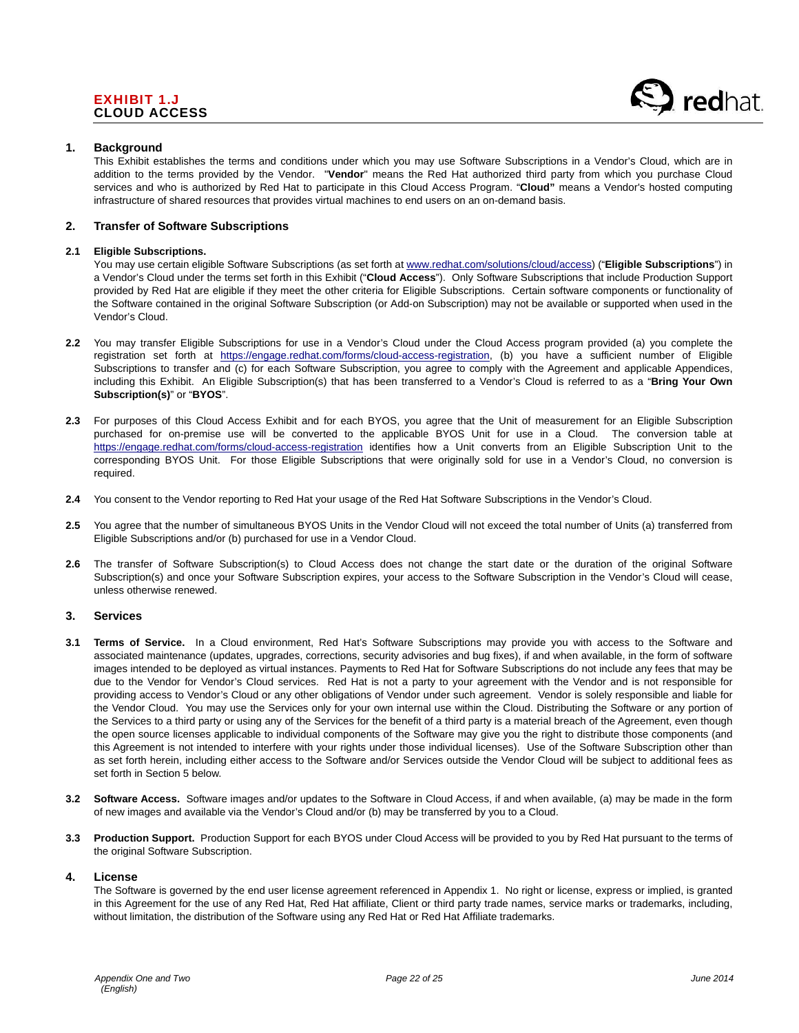# EXHIBIT 1.J
# CLOUD ACCESS

## 1. Background

This Exhibit establishes the terms and conditions under which you may use Software Subscriptions in a Vendor's Cloud, which are in addition to the terms provided by the Vendor. "**Vendor**" means the Red Hat authorized third party from which you purchase Cloud services and who is authorized by Red Hat to participate in this Cloud Access Program. "**Cloud"** means a Vendor's hosted computing infrastructure of shared resources that provides virtual machines to end users on an on-demand basis.

## 2. Transfer of Software Subscriptions

**2.1 Eligible Subscriptions.**
You may use certain eligible Software Subscriptions (as set forth at www.redhat.com/solutions/cloud/access) ("**Eligible Subscriptions**") in a Vendor's Cloud under the terms set forth in this Exhibit ("**Cloud Access**"). Only Software Subscriptions that include Production Support provided by Red Hat are eligible if they meet the other criteria for Eligible Subscriptions. Certain software components or functionality of the Software contained in the original Software Subscription (or Add-on Subscription) may not be available or supported when used in the Vendor's Cloud.

**2.2** You may transfer Eligible Subscriptions for use in a Vendor's Cloud under the Cloud Access program provided (a) you complete the registration set forth at https://engage.redhat.com/forms/cloud-access-registration, (b) you have a sufficient number of Eligible Subscriptions to transfer and (c) for each Software Subscription, you agree to comply with the Agreement and applicable Appendices, including this Exhibit. An Eligible Subscription(s) that has been transferred to a Vendor's Cloud is referred to as a "**Bring Your Own Subscription(s)**" or "**BYOS**".

**2.3** For purposes of this Cloud Access Exhibit and for each BYOS, you agree that the Unit of measurement for an Eligible Subscription purchased for on-premise use will be converted to the applicable BYOS Unit for use in a Cloud. The conversion table at https://engage.redhat.com/forms/cloud-access-registration identifies how a Unit converts from an Eligible Subscription Unit to the corresponding BYOS Unit. For those Eligible Subscriptions that were originally sold for use in a Vendor's Cloud, no conversion is required.

**2.4** You consent to the Vendor reporting to Red Hat your usage of the Red Hat Software Subscriptions in the Vendor's Cloud.

**2.5** You agree that the number of simultaneous BYOS Units in the Vendor Cloud will not exceed the total number of Units (a) transferred from Eligible Subscriptions and/or (b) purchased for use in a Vendor Cloud.

**2.6** The transfer of Software Subscription(s) to Cloud Access does not change the start date or the duration of the original Software Subscription(s) and once your Software Subscription expires, your access to the Software Subscription in the Vendor's Cloud will cease, unless otherwise renewed.

## 3. Services

**3.1 Terms of Service.** In a Cloud environment, Red Hat's Software Subscriptions may provide you with access to the Software and associated maintenance (updates, upgrades, corrections, security advisories and bug fixes), if and when available, in the form of software images intended to be deployed as virtual instances. Payments to Red Hat for Software Subscriptions do not include any fees that may be due to the Vendor for Vendor's Cloud services. Red Hat is not a party to your agreement with the Vendor and is not responsible for providing access to Vendor's Cloud or any other obligations of Vendor under such agreement. Vendor is solely responsible and liable for the Vendor Cloud. You may use the Services only for your own internal use within the Cloud. Distributing the Software or any portion of the Services to a third party or using any of the Services for the benefit of a third party is a material breach of the Agreement, even though the open source licenses applicable to individual components of the Software may give you the right to distribute those components (and this Agreement is not intended to interfere with your rights under those individual licenses). Use of the Software Subscription other than as set forth herein, including either access to the Software and/or Services outside the Vendor Cloud will be subject to additional fees as set forth in Section 5 below.

**3.2 Software Access.** Software images and/or updates to the Software in Cloud Access, if and when available, (a) may be made in the form of new images and available via the Vendor's Cloud and/or (b) may be transferred by you to a Cloud.

**3.3 Production Support.** Production Support for each BYOS under Cloud Access will be provided to you by Red Hat pursuant to the terms of the original Software Subscription.

## 4. License

The Software is governed by the end user license agreement referenced in Appendix 1. No right or license, express or implied, is granted in this Agreement for the use of any Red Hat, Red Hat affiliate, Client or third party trade names, service marks or trademarks, including, without limitation, the distribution of the Software using any Red Hat or Red Hat Affiliate trademarks.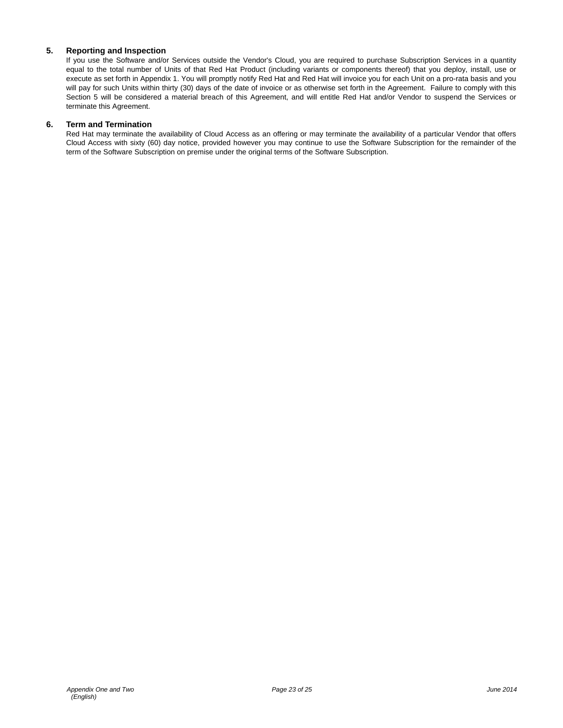## 5. Reporting and Inspection

If you use the Software and/or Services outside the Vendor's Cloud, you are required to purchase Subscription Services in a quantity equal to the total number of Units of that Red Hat Product (including variants or components thereof) that you deploy, install, use or execute as set forth in Appendix 1. You will promptly notify Red Hat and Red Hat will invoice you for each Unit on a pro-rata basis and you will pay for such Units within thirty (30) days of the date of invoice or as otherwise set forth in the Agreement. Failure to comply with this Section 5 will be considered a material breach of this Agreement, and will entitle Red Hat and/or Vendor to suspend the Services or terminate this Agreement.

## 6. Term and Termination

Red Hat may terminate the availability of Cloud Access as an offering or may terminate the availability of a particular Vendor that offers Cloud Access with sixty (60) day notice, provided however you may continue to use the Software Subscription for the remainder of the term of the Software Subscription on premise under the original terms of the Software Subscription.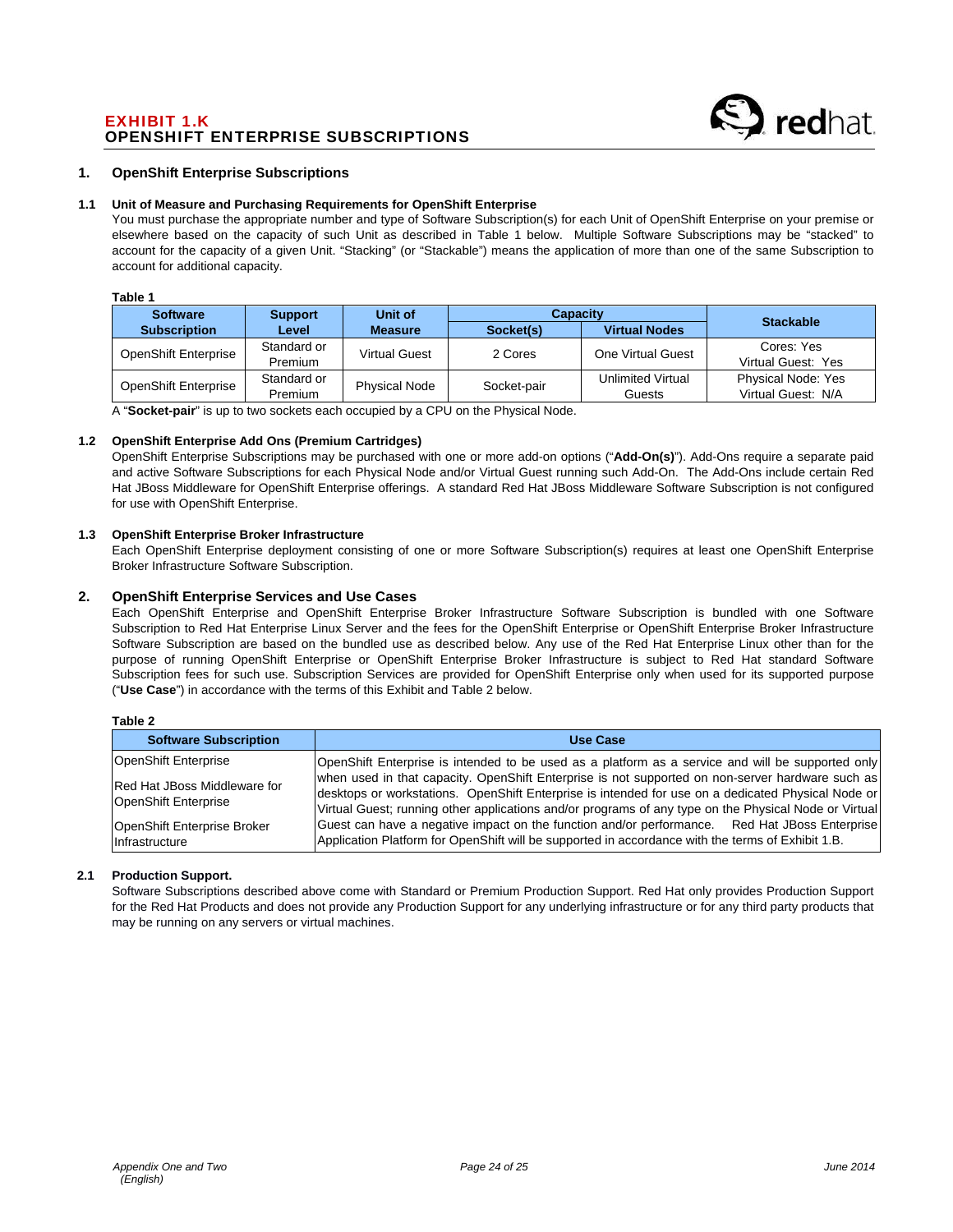# EXHIBIT 1.K
# OPENSHIFT ENTERPRISE SUBSCRIPTIONS

## 1. OpenShift Enterprise Subscriptions

### 1.1 Unit of Measure and Purchasing Requirements for OpenShift Enterprise

You must purchase the appropriate number and type of Software Subscription(s) for each Unit of OpenShift Enterprise on your premise or elsewhere based on the capacity of such Unit as described in Table 1 below. Multiple Software Subscriptions may be "stacked" to account for the capacity of a given Unit. "Stacking" (or "Stackable") means the application of more than one of the same Subscription to account for additional capacity.

**Table 1**

| Software Subscription | Support Level | Unit of Measure | Capacity | | Stackable |
|---|---|---|---|---|---|
| | | | Socket(s) | Virtual Nodes | |
| OpenShift Enterprise | Standard or Premium | Virtual Guest | 2 Cores | One Virtual Guest | Cores: Yes Virtual Guest: Yes |
| OpenShift Enterprise | Standard or Premium | Physical Node | Socket-pair | Unlimited Virtual Guests | Physical Node: Yes Virtual Guest: N/A |

A "**Socket-pair**" is up to two sockets each occupied by a CPU on the Physical Node.

### 1.2 OpenShift Enterprise Add Ons (Premium Cartridges)

OpenShift Enterprise Subscriptions may be purchased with one or more add-on options ("**Add-On(s)**"). Add-Ons require a separate paid and active Software Subscriptions for each Physical Node and/or Virtual Guest running such Add-On. The Add-Ons include certain Red Hat JBoss Middleware for OpenShift Enterprise offerings. A standard Red Hat JBoss Middleware Software Subscription is not configured for use with OpenShift Enterprise.

### 1.3 OpenShift Enterprise Broker Infrastructure

Each OpenShift Enterprise deployment consisting of one or more Software Subscription(s) requires at least one OpenShift Enterprise Broker Infrastructure Software Subscription.

## 2. OpenShift Enterprise Services and Use Cases

Each OpenShift Enterprise and OpenShift Enterprise Broker Infrastructure Software Subscription is bundled with one Software Subscription to Red Hat Enterprise Linux Server and the fees for the OpenShift Enterprise or OpenShift Enterprise Broker Infrastructure Software Subscription are based on the bundled use as described below. Any use of the Red Hat Enterprise Linux other than for the purpose of running OpenShift Enterprise or OpenShift Enterprise Broker Infrastructure is subject to Red Hat standard Software Subscription fees for such use. Subscription Services are provided for OpenShift Enterprise only when used for its supported purpose ("**Use Case**") in accordance with the terms of this Exhibit and Table 2 below.

**Table 2**

| Software Subscription | Use Case |
|---|---|
| OpenShift Enterprise<br>Red Hat JBoss Middleware for OpenShift Enterprise<br>OpenShift Enterprise Broker Infrastructure | OpenShift Enterprise is intended to be used as a platform as a service and will be supported only when used in that capacity. OpenShift Enterprise is not supported on non-server hardware such as desktops or workstations. OpenShift Enterprise is intended for use on a dedicated Physical Node or Virtual Guest; running other applications and/or programs of any type on the Physical Node or Virtual Guest can have a negative impact on the function and/or performance. Red Hat JBoss Enterprise Application Platform for OpenShift will be supported in accordance with the terms of Exhibit 1.B. |

### 2.1 Production Support.

Software Subscriptions described above come with Standard or Premium Production Support. Red Hat only provides Production Support for the Red Hat Products and does not provide any Production Support for any underlying infrastructure or for any third party products that may be running on any servers or virtual machines.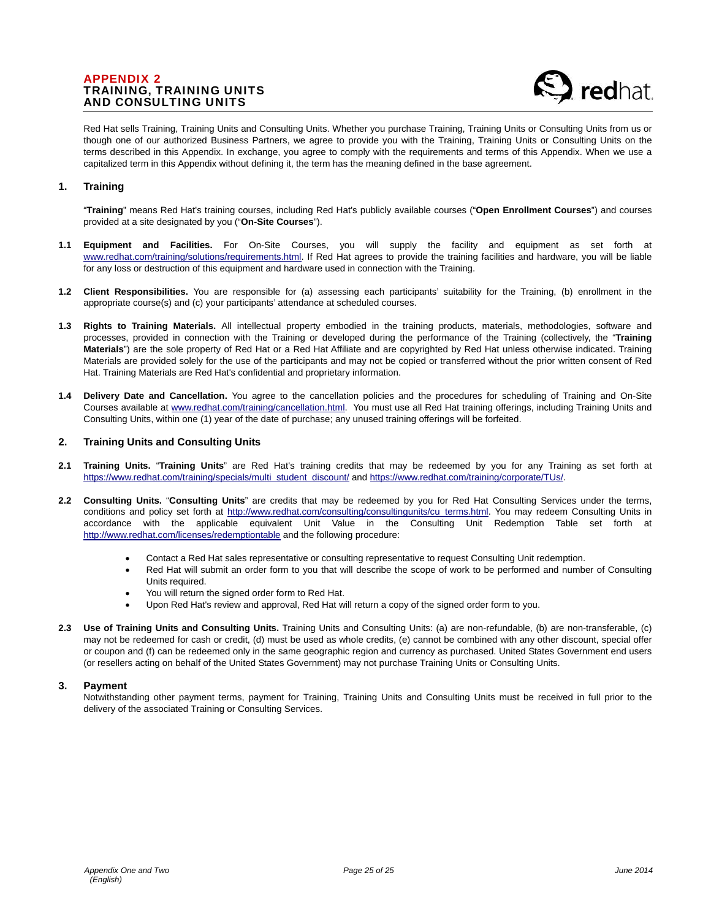# APPENDIX 2
# TRAINING, TRAINING UNITS AND CONSULTING UNITS

Red Hat sells Training, Training Units and Consulting Units. Whether you purchase Training, Training Units or Consulting Units from us or though one of our authorized Business Partners, we agree to provide you with the Training, Training Units or Consulting Units on the terms described in this Appendix. In exchange, you agree to comply with the requirements and terms of this Appendix. When we use a capitalized term in this Appendix without defining it, the term has the meaning defined in the base agreement.

## 1. Training

"**Training**" means Red Hat's training courses, including Red Hat's publicly available courses ("**Open Enrollment Courses**") and courses provided at a site designated by you ("**On-Site Courses**").

**1.1 Equipment and Facilities.** For On-Site Courses, you will supply the facility and equipment as set forth at www.redhat.com/training/solutions/requirements.html. If Red Hat agrees to provide the training facilities and hardware, you will be liable for any loss or destruction of this equipment and hardware used in connection with the Training.

**1.2 Client Responsibilities.** You are responsible for (a) assessing each participants' suitability for the Training, (b) enrollment in the appropriate course(s) and (c) your participants' attendance at scheduled courses.

**1.3 Rights to Training Materials.** All intellectual property embodied in the training products, materials, methodologies, software and processes, provided in connection with the Training or developed during the performance of the Training (collectively, the "**Training Materials**") are the sole property of Red Hat or a Red Hat Affiliate and are copyrighted by Red Hat unless otherwise indicated. Training Materials are provided solely for the use of the participants and may not be copied or transferred without the prior written consent of Red Hat. Training Materials are Red Hat's confidential and proprietary information.

**1.4 Delivery Date and Cancellation.** You agree to the cancellation policies and the procedures for scheduling of Training and On-Site Courses available at www.redhat.com/training/cancellation.html. You must use all Red Hat training offerings, including Training Units and Consulting Units, within one (1) year of the date of purchase; any unused training offerings will be forfeited.

## 2. Training Units and Consulting Units

**2.1 Training Units.** "**Training Units**" are Red Hat's training credits that may be redeemed by you for any Training as set forth at https://www.redhat.com/training/specials/multi_student_discount/ and https://www.redhat.com/training/corporate/TUs/.

**2.2 Consulting Units.** "**Consulting Units**" are credits that may be redeemed by you for Red Hat Consulting Services under the terms, conditions and policy set forth at http://www.redhat.com/consulting/consultingunits/cu_terms.html. You may redeem Consulting Units in accordance with the applicable equivalent Unit Value in the Consulting Unit Redemption Table set forth at http://www.redhat.com/licenses/redemptiontable and the following procedure:

- Contact a Red Hat sales representative or consulting representative to request Consulting Unit redemption.
- Red Hat will submit an order form to you that will describe the scope of work to be performed and number of Consulting Units required.
- You will return the signed order form to Red Hat.
- Upon Red Hat's review and approval, Red Hat will return a copy of the signed order form to you.

**2.3 Use of Training Units and Consulting Units.** Training Units and Consulting Units: (a) are non-refundable, (b) are non-transferable, (c) may not be redeemed for cash or credit, (d) must be used as whole credits, (e) cannot be combined with any other discount, special offer or coupon and (f) can be redeemed only in the same geographic region and currency as purchased. United States Government end users (or resellers acting on behalf of the United States Government) may not purchase Training Units or Consulting Units.

## 3. Payment

Notwithstanding other payment terms, payment for Training, Training Units and Consulting Units must be received in full prior to the delivery of the associated Training or Consulting Services.